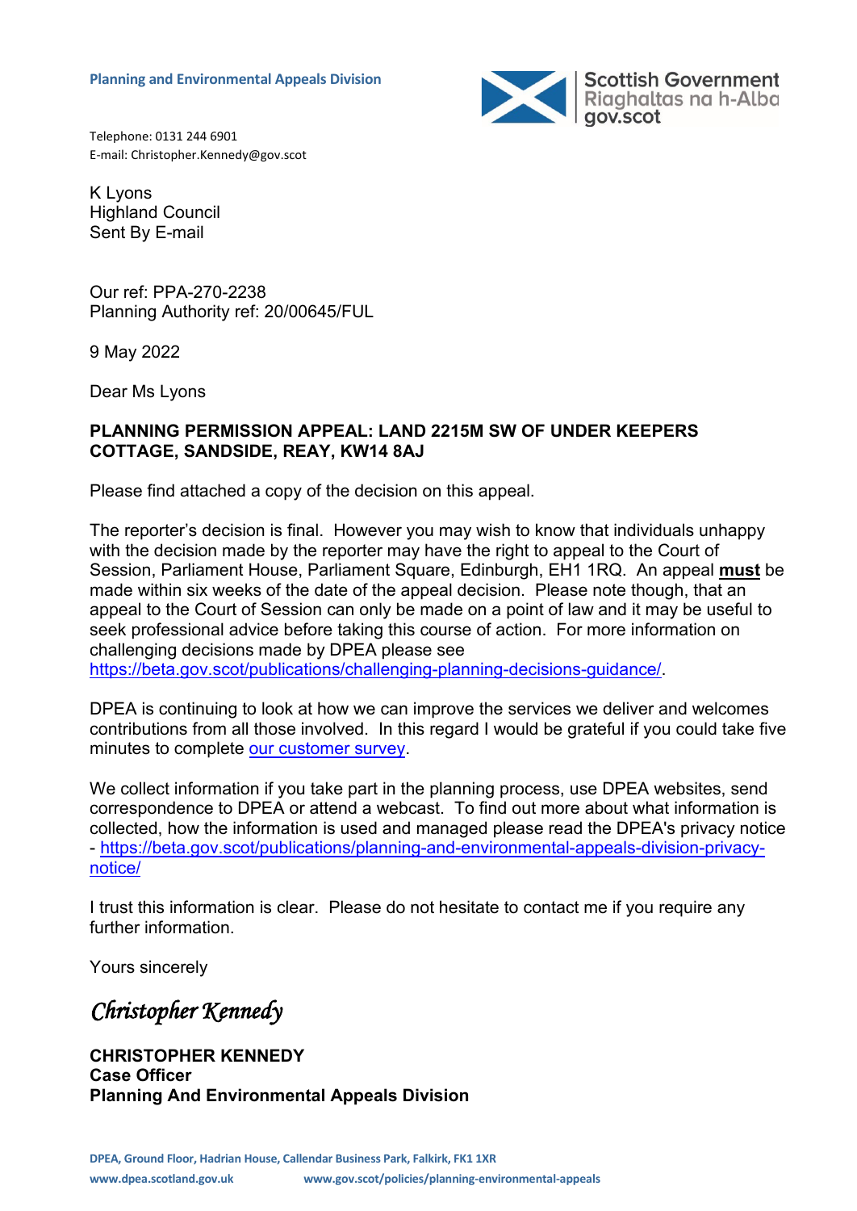**Planning and Environmental Appeals Division**

Scottish Government
Riaghaltas na h-Alba
gov.scot

Telephone: 0131 244 6901
E-mail: Christopher.Kennedy@gov.scot

K Lyons
Highland Council
Sent By E-mail

Our ref: PPA-270-2238
Planning Authority ref: 20/00645/FUL

9 May 2022

Dear Ms Lyons

**PLANNING PERMISSION APPEAL: LAND 2215M SW OF UNDER KEEPERS COTTAGE, SANDSIDE, REAY, KW14 8AJ**

Please find attached a copy of the decision on this appeal.

The reporter's decision is final. However you may wish to know that individuals unhappy with the decision made by the reporter may have the right to appeal to the Court of Session, Parliament House, Parliament Square, Edinburgh, EH1 1RQ. An appeal **must** be made within six weeks of the date of the appeal decision. Please note though, that an appeal to the Court of Session can only be made on a point of law and it may be useful to seek professional advice before taking this course of action. For more information on challenging decisions made by DPEA please see https://beta.gov.scot/publications/challenging-planning-decisions-guidance/.

DPEA is continuing to look at how we can improve the services we deliver and welcomes contributions from all those involved. In this regard I would be grateful if you could take five minutes to complete our customer survey.

We collect information if you take part in the planning process, use DPEA websites, send correspondence to DPEA or attend a webcast. To find out more about what information is collected, how the information is used and managed please read the DPEA's privacy notice - https://beta.gov.scot/publications/planning-and-environmental-appeals-division-privacy-notice/

I trust this information is clear. Please do not hesitate to contact me if you require any further information.

Yours sincerely

*Christopher Kennedy*

**CHRISTOPHER KENNEDY**
**Case Officer**
**Planning And Environmental Appeals Division**

DPEA, Ground Floor, Hadrian House, Callendar Business Park, Falkirk, FK1 1XR
www.dpea.scotland.gov.uk www.gov.scot/policies/planning-environmental-appeals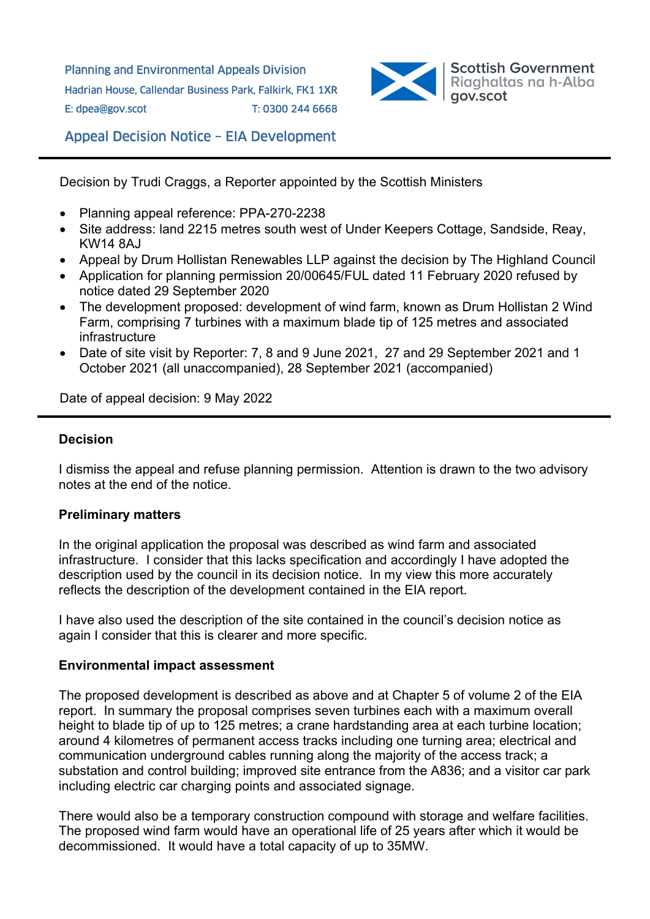Planning and Environmental Appeals Division
Hadrian House, Callendar Business Park, Falkirk, FK1 1XR
E: dpea@gov.scot T: 0300 244 6668

Scottish Government
Riaghaltas na h-Alba
gov.scot

## Appeal Decision Notice – EIA Development

Decision by Trudi Craggs, a Reporter appointed by the Scottish Ministers

- Planning appeal reference: PPA-270-2238
- Site address: land 2215 metres south west of Under Keepers Cottage, Sandside, Reay, KW14 8AJ
- Appeal by Drum Hollistan Renewables LLP against the decision by The Highland Council
- Application for planning permission 20/00645/FUL dated 11 February 2020 refused by notice dated 29 September 2020
- The development proposed: development of wind farm, known as Drum Hollistan 2 Wind Farm, comprising 7 turbines with a maximum blade tip of 125 metres and associated infrastructure
- Date of site visit by Reporter: 7, 8 and 9 June 2021, 27 and 29 September 2021 and 1 October 2021 (all unaccompanied), 28 September 2021 (accompanied)

Date of appeal decision: 9 May 2022

### Decision

I dismiss the appeal and refuse planning permission. Attention is drawn to the two advisory notes at the end of the notice.

### Preliminary matters

In the original application the proposal was described as wind farm and associated infrastructure. I consider that this lacks specification and accordingly I have adopted the description used by the council in its decision notice. In my view this more accurately reflects the description of the development contained in the EIA report.

I have also used the description of the site contained in the council's decision notice as again I consider that this is clearer and more specific.

### Environmental impact assessment

The proposed development is described as above and at Chapter 5 of volume 2 of the EIA report. In summary the proposal comprises seven turbines each with a maximum overall height to blade tip of up to 125 metres; a crane hardstanding area at each turbine location; around 4 kilometres of permanent access tracks including one turning area; electrical and communication underground cables running along the majority of the access track; a substation and control building; improved site entrance from the A836; and a visitor car park including electric car charging points and associated signage.

There would also be a temporary construction compound with storage and welfare facilities. The proposed wind farm would have an operational life of 25 years after which it would be decommissioned. It would have a total capacity of up to 35MW.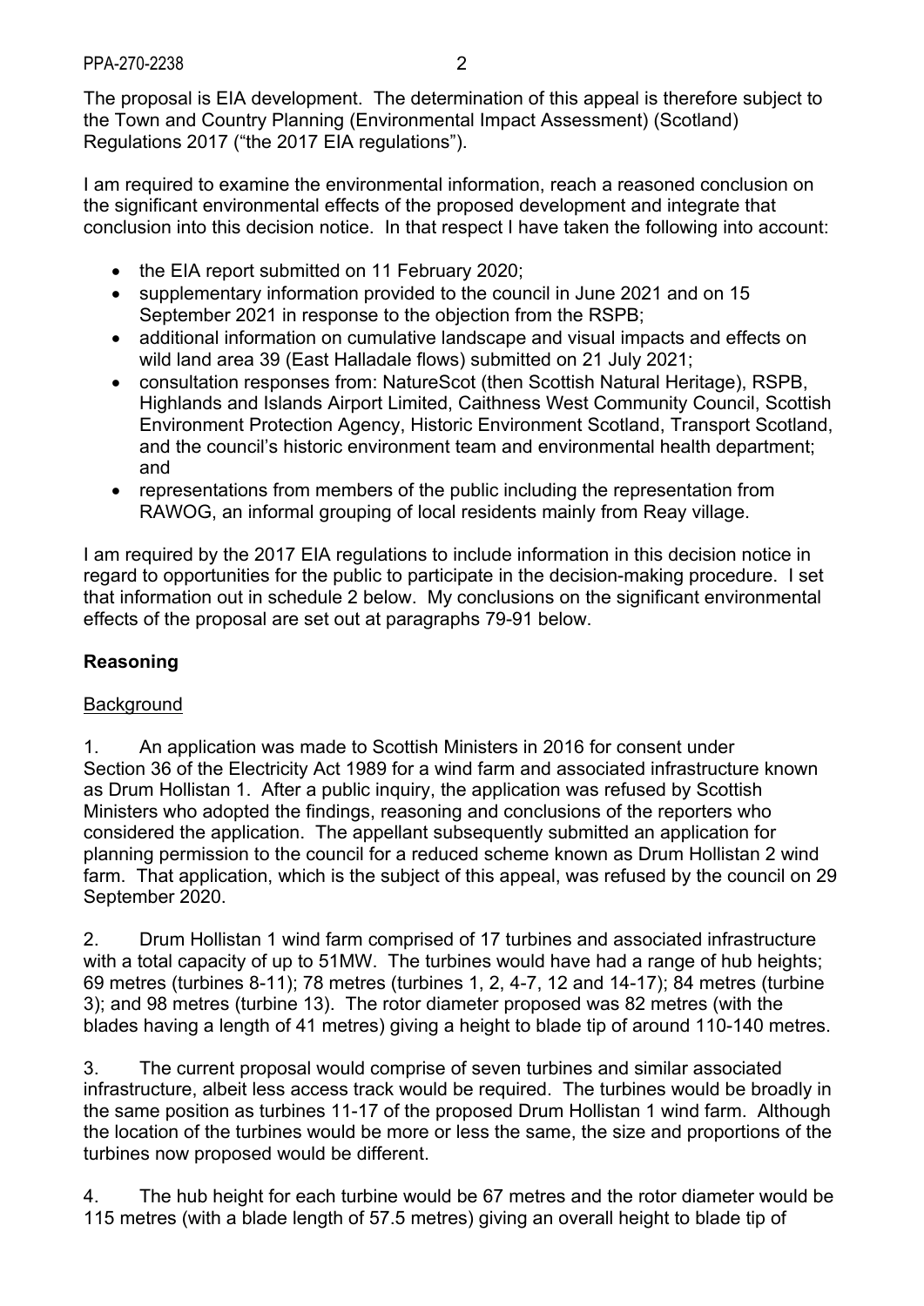The proposal is EIA development. The determination of this appeal is therefore subject to the Town and Country Planning (Environmental Impact Assessment) (Scotland) Regulations 2017 ("the 2017 EIA regulations").

I am required to examine the environmental information, reach a reasoned conclusion on the significant environmental effects of the proposed development and integrate that conclusion into this decision notice. In that respect I have taken the following into account:

- the EIA report submitted on 11 February 2020;
- supplementary information provided to the council in June 2021 and on 15 September 2021 in response to the objection from the RSPB;
- additional information on cumulative landscape and visual impacts and effects on wild land area 39 (East Halladale flows) submitted on 21 July 2021;
- consultation responses from: NatureScot (then Scottish Natural Heritage), RSPB, Highlands and Islands Airport Limited, Caithness West Community Council, Scottish Environment Protection Agency, Historic Environment Scotland, Transport Scotland, and the council's historic environment team and environmental health department; and
- representations from members of the public including the representation from RAWOG, an informal grouping of local residents mainly from Reay village.

I am required by the 2017 EIA regulations to include information in this decision notice in regard to opportunities for the public to participate in the decision-making procedure. I set that information out in schedule 2 below. My conclusions on the significant environmental effects of the proposal are set out at paragraphs 79-91 below.

## Reasoning

### Background

1. An application was made to Scottish Ministers in 2016 for consent under Section 36 of the Electricity Act 1989 for a wind farm and associated infrastructure known as Drum Hollistan 1. After a public inquiry, the application was refused by Scottish Ministers who adopted the findings, reasoning and conclusions of the reporters who considered the application. The appellant subsequently submitted an application for planning permission to the council for a reduced scheme known as Drum Hollistan 2 wind farm. That application, which is the subject of this appeal, was refused by the council on 29 September 2020.

2. Drum Hollistan 1 wind farm comprised of 17 turbines and associated infrastructure with a total capacity of up to 51MW. The turbines would have had a range of hub heights; 69 metres (turbines 8-11); 78 metres (turbines 1, 2, 4-7, 12 and 14-17); 84 metres (turbine 3); and 98 metres (turbine 13). The rotor diameter proposed was 82 metres (with the blades having a length of 41 metres) giving a height to blade tip of around 110-140 metres.

3. The current proposal would comprise of seven turbines and similar associated infrastructure, albeit less access track would be required. The turbines would be broadly in the same position as turbines 11-17 of the proposed Drum Hollistan 1 wind farm. Although the location of the turbines would be more or less the same, the size and proportions of the turbines now proposed would be different.

4. The hub height for each turbine would be 67 metres and the rotor diameter would be 115 metres (with a blade length of 57.5 metres) giving an overall height to blade tip of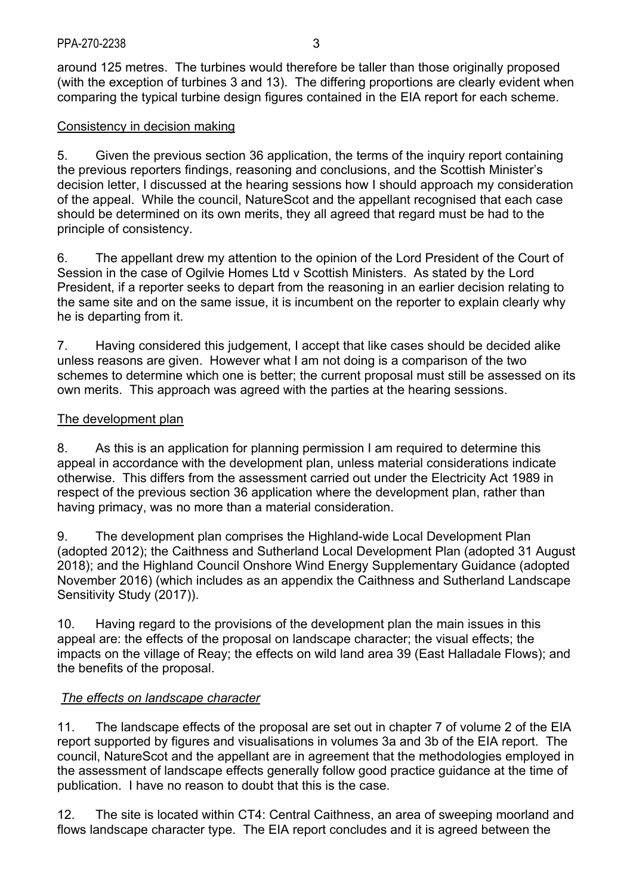around 125 metres. The turbines would therefore be taller than those originally proposed (with the exception of turbines 3 and 13). The differing proportions are clearly evident when comparing the typical turbine design figures contained in the EIA report for each scheme.

## Consistency in decision making

5. Given the previous section 36 application, the terms of the inquiry report containing the previous reporters findings, reasoning and conclusions, and the Scottish Minister's decision letter, I discussed at the hearing sessions how I should approach my consideration of the appeal. While the council, NatureScot and the appellant recognised that each case should be determined on its own merits, they all agreed that regard must be had to the principle of consistency.

6. The appellant drew my attention to the opinion of the Lord President of the Court of Session in the case of Ogilvie Homes Ltd v Scottish Ministers. As stated by the Lord President, if a reporter seeks to depart from the reasoning in an earlier decision relating to the same site and on the same issue, it is incumbent on the reporter to explain clearly why he is departing from it.

7. Having considered this judgement, I accept that like cases should be decided alike unless reasons are given. However what I am not doing is a comparison of the two schemes to determine which one is better; the current proposal must still be assessed on its own merits. This approach was agreed with the parties at the hearing sessions.

## The development plan

8. As this is an application for planning permission I am required to determine this appeal in accordance with the development plan, unless material considerations indicate otherwise. This differs from the assessment carried out under the Electricity Act 1989 in respect of the previous section 36 application where the development plan, rather than having primacy, was no more than a material consideration.

9. The development plan comprises the Highland-wide Local Development Plan (adopted 2012); the Caithness and Sutherland Local Development Plan (adopted 31 August 2018); and the Highland Council Onshore Wind Energy Supplementary Guidance (adopted November 2016) (which includes as an appendix the Caithness and Sutherland Landscape Sensitivity Study (2017)).

10. Having regard to the provisions of the development plan the main issues in this appeal are: the effects of the proposal on landscape character; the visual effects; the impacts on the village of Reay; the effects on wild land area 39 (East Halladale Flows); and the benefits of the proposal.

### *The effects on landscape character*

11. The landscape effects of the proposal are set out in chapter 7 of volume 2 of the EIA report supported by figures and visualisations in volumes 3a and 3b of the EIA report. The council, NatureScot and the appellant are in agreement that the methodologies employed in the assessment of landscape effects generally follow good practice guidance at the time of publication. I have no reason to doubt that this is the case.

12. The site is located within CT4: Central Caithness, an area of sweeping moorland and flows landscape character type. The EIA report concludes and it is agreed between the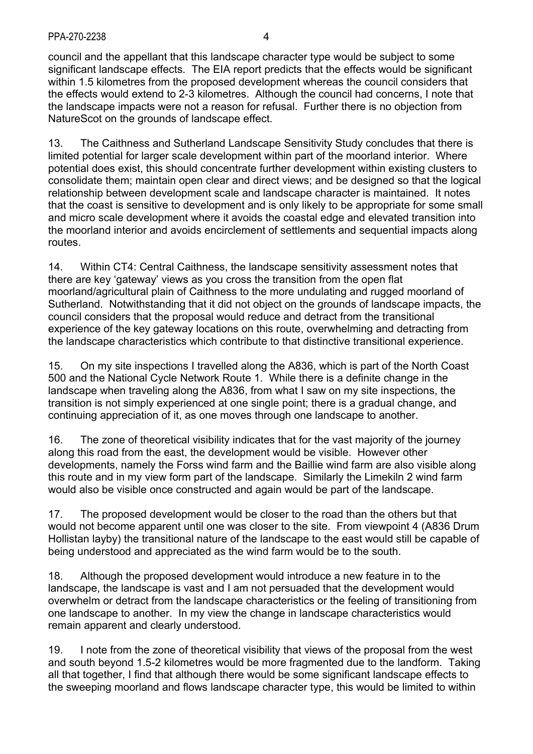council and the appellant that this landscape character type would be subject to some significant landscape effects. The EIA report predicts that the effects would be significant within 1.5 kilometres from the proposed development whereas the council considers that the effects would extend to 2-3 kilometres. Although the council had concerns, I note that the landscape impacts were not a reason for refusal. Further there is no objection from NatureScot on the grounds of landscape effect.

13. The Caithness and Sutherland Landscape Sensitivity Study concludes that there is limited potential for larger scale development within part of the moorland interior. Where potential does exist, this should concentrate further development within existing clusters to consolidate them; maintain open clear and direct views; and be designed so that the logical relationship between development scale and landscape character is maintained. It notes that the coast is sensitive to development and is only likely to be appropriate for some small and micro scale development where it avoids the coastal edge and elevated transition into the moorland interior and avoids encirclement of settlements and sequential impacts along routes.

14. Within CT4: Central Caithness, the landscape sensitivity assessment notes that there are key 'gateway' views as you cross the transition from the open flat moorland/agricultural plain of Caithness to the more undulating and rugged moorland of Sutherland. Notwithstanding that it did not object on the grounds of landscape impacts, the council considers that the proposal would reduce and detract from the transitional experience of the key gateway locations on this route, overwhelming and detracting from the landscape characteristics which contribute to that distinctive transitional experience.

15. On my site inspections I travelled along the A836, which is part of the North Coast 500 and the National Cycle Network Route 1. While there is a definite change in the landscape when traveling along the A836, from what I saw on my site inspections, the transition is not simply experienced at one single point; there is a gradual change, and continuing appreciation of it, as one moves through one landscape to another.

16. The zone of theoretical visibility indicates that for the vast majority of the journey along this road from the east, the development would be visible. However other developments, namely the Forss wind farm and the Baillie wind farm are also visible along this route and in my view form part of the landscape. Similarly the Limekiln 2 wind farm would also be visible once constructed and again would be part of the landscape.

17. The proposed development would be closer to the road than the others but that would not become apparent until one was closer to the site. From viewpoint 4 (A836 Drum Hollistan layby) the transitional nature of the landscape to the east would still be capable of being understood and appreciated as the wind farm would be to the south.

18. Although the proposed development would introduce a new feature in to the landscape, the landscape is vast and I am not persuaded that the development would overwhelm or detract from the landscape characteristics or the feeling of transitioning from one landscape to another. In my view the change in landscape characteristics would remain apparent and clearly understood.

19. I note from the zone of theoretical visibility that views of the proposal from the west and south beyond 1.5-2 kilometres would be more fragmented due to the landform. Taking all that together, I find that although there would be some significant landscape effects to the sweeping moorland and flows landscape character type, this would be limited to within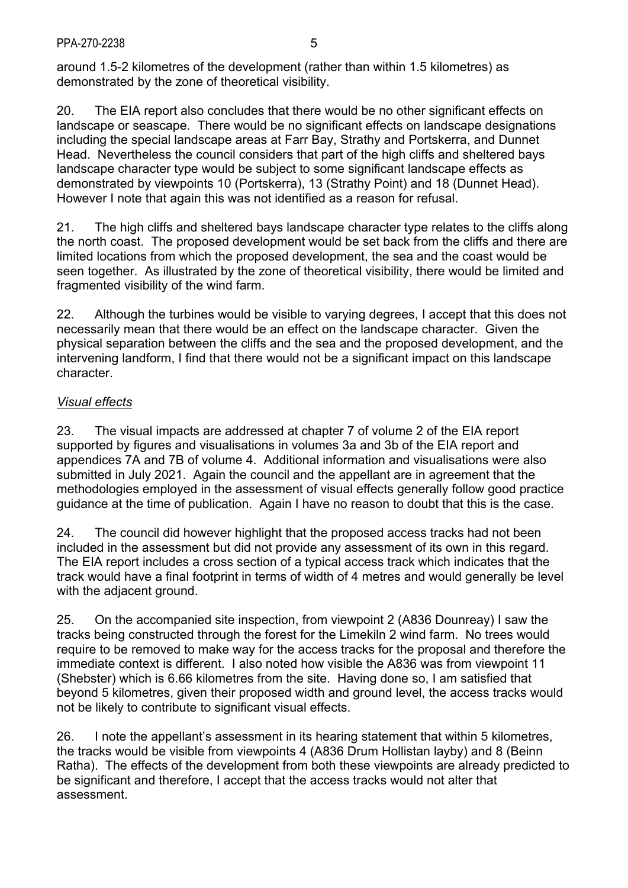around 1.5-2 kilometres of the development (rather than within 1.5 kilometres) as demonstrated by the zone of theoretical visibility.

20. The EIA report also concludes that there would be no other significant effects on landscape or seascape. There would be no significant effects on landscape designations including the special landscape areas at Farr Bay, Strathy and Portskerra, and Dunnet Head. Nevertheless the council considers that part of the high cliffs and sheltered bays landscape character type would be subject to some significant landscape effects as demonstrated by viewpoints 10 (Portskerra), 13 (Strathy Point) and 18 (Dunnet Head). However I note that again this was not identified as a reason for refusal.

21. The high cliffs and sheltered bays landscape character type relates to the cliffs along the north coast. The proposed development would be set back from the cliffs and there are limited locations from which the proposed development, the sea and the coast would be seen together. As illustrated by the zone of theoretical visibility, there would be limited and fragmented visibility of the wind farm.

22. Although the turbines would be visible to varying degrees, I accept that this does not necessarily mean that there would be an effect on the landscape character. Given the physical separation between the cliffs and the sea and the proposed development, and the intervening landform, I find that there would not be a significant impact on this landscape character.

*Visual effects*

23. The visual impacts are addressed at chapter 7 of volume 2 of the EIA report supported by figures and visualisations in volumes 3a and 3b of the EIA report and appendices 7A and 7B of volume 4. Additional information and visualisations were also submitted in July 2021. Again the council and the appellant are in agreement that the methodologies employed in the assessment of visual effects generally follow good practice guidance at the time of publication. Again I have no reason to doubt that this is the case.

24. The council did however highlight that the proposed access tracks had not been included in the assessment but did not provide any assessment of its own in this regard. The EIA report includes a cross section of a typical access track which indicates that the track would have a final footprint in terms of width of 4 metres and would generally be level with the adjacent ground.

25. On the accompanied site inspection, from viewpoint 2 (A836 Dounreay) I saw the tracks being constructed through the forest for the Limekiln 2 wind farm. No trees would require to be removed to make way for the access tracks for the proposal and therefore the immediate context is different. I also noted how visible the A836 was from viewpoint 11 (Shebster) which is 6.66 kilometres from the site. Having done so, I am satisfied that beyond 5 kilometres, given their proposed width and ground level, the access tracks would not be likely to contribute to significant visual effects.

26. I note the appellant's assessment in its hearing statement that within 5 kilometres, the tracks would be visible from viewpoints 4 (A836 Drum Hollistan layby) and 8 (Beinn Ratha). The effects of the development from both these viewpoints are already predicted to be significant and therefore, I accept that the access tracks would not alter that assessment.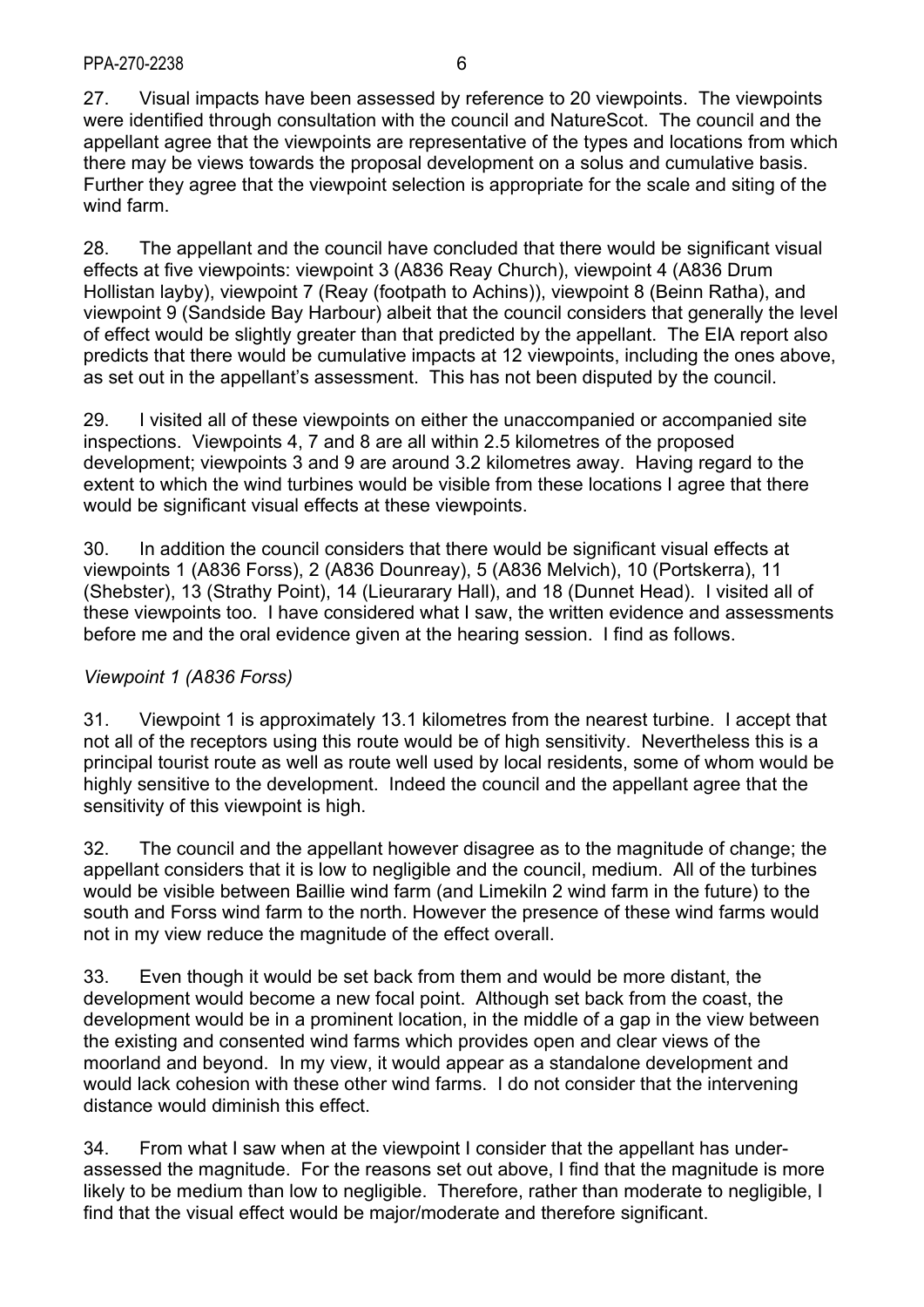27. Visual impacts have been assessed by reference to 20 viewpoints. The viewpoints were identified through consultation with the council and NatureScot. The council and the appellant agree that the viewpoints are representative of the types and locations from which there may be views towards the proposal development on a solus and cumulative basis. Further they agree that the viewpoint selection is appropriate for the scale and siting of the wind farm.

28. The appellant and the council have concluded that there would be significant visual effects at five viewpoints: viewpoint 3 (A836 Reay Church), viewpoint 4 (A836 Drum Hollistan layby), viewpoint 7 (Reay (footpath to Achins)), viewpoint 8 (Beinn Ratha), and viewpoint 9 (Sandside Bay Harbour) albeit that the council considers that generally the level of effect would be slightly greater than that predicted by the appellant. The EIA report also predicts that there would be cumulative impacts at 12 viewpoints, including the ones above, as set out in the appellant's assessment. This has not been disputed by the council.

29. I visited all of these viewpoints on either the unaccompanied or accompanied site inspections. Viewpoints 4, 7 and 8 are all within 2.5 kilometres of the proposed development; viewpoints 3 and 9 are around 3.2 kilometres away. Having regard to the extent to which the wind turbines would be visible from these locations I agree that there would be significant visual effects at these viewpoints.

30. In addition the council considers that there would be significant visual effects at viewpoints 1 (A836 Forss), 2 (A836 Dounreay), 5 (A836 Melvich), 10 (Portskerra), 11 (Shebster), 13 (Strathy Point), 14 (Lieurarary Hall), and 18 (Dunnet Head). I visited all of these viewpoints too. I have considered what I saw, the written evidence and assessments before me and the oral evidence given at the hearing session. I find as follows.

*Viewpoint 1 (A836 Forss)*

31. Viewpoint 1 is approximately 13.1 kilometres from the nearest turbine. I accept that not all of the receptors using this route would be of high sensitivity. Nevertheless this is a principal tourist route as well as route well used by local residents, some of whom would be highly sensitive to the development. Indeed the council and the appellant agree that the sensitivity of this viewpoint is high.

32. The council and the appellant however disagree as to the magnitude of change; the appellant considers that it is low to negligible and the council, medium. All of the turbines would be visible between Baillie wind farm (and Limekiln 2 wind farm in the future) to the south and Forss wind farm to the north. However the presence of these wind farms would not in my view reduce the magnitude of the effect overall.

33. Even though it would be set back from them and would be more distant, the development would become a new focal point. Although set back from the coast, the development would be in a prominent location, in the middle of a gap in the view between the existing and consented wind farms which provides open and clear views of the moorland and beyond. In my view, it would appear as a standalone development and would lack cohesion with these other wind farms. I do not consider that the intervening distance would diminish this effect.

34. From what I saw when at the viewpoint I consider that the appellant has under-assessed the magnitude. For the reasons set out above, I find that the magnitude is more likely to be medium than low to negligible. Therefore, rather than moderate to negligible, I find that the visual effect would be major/moderate and therefore significant.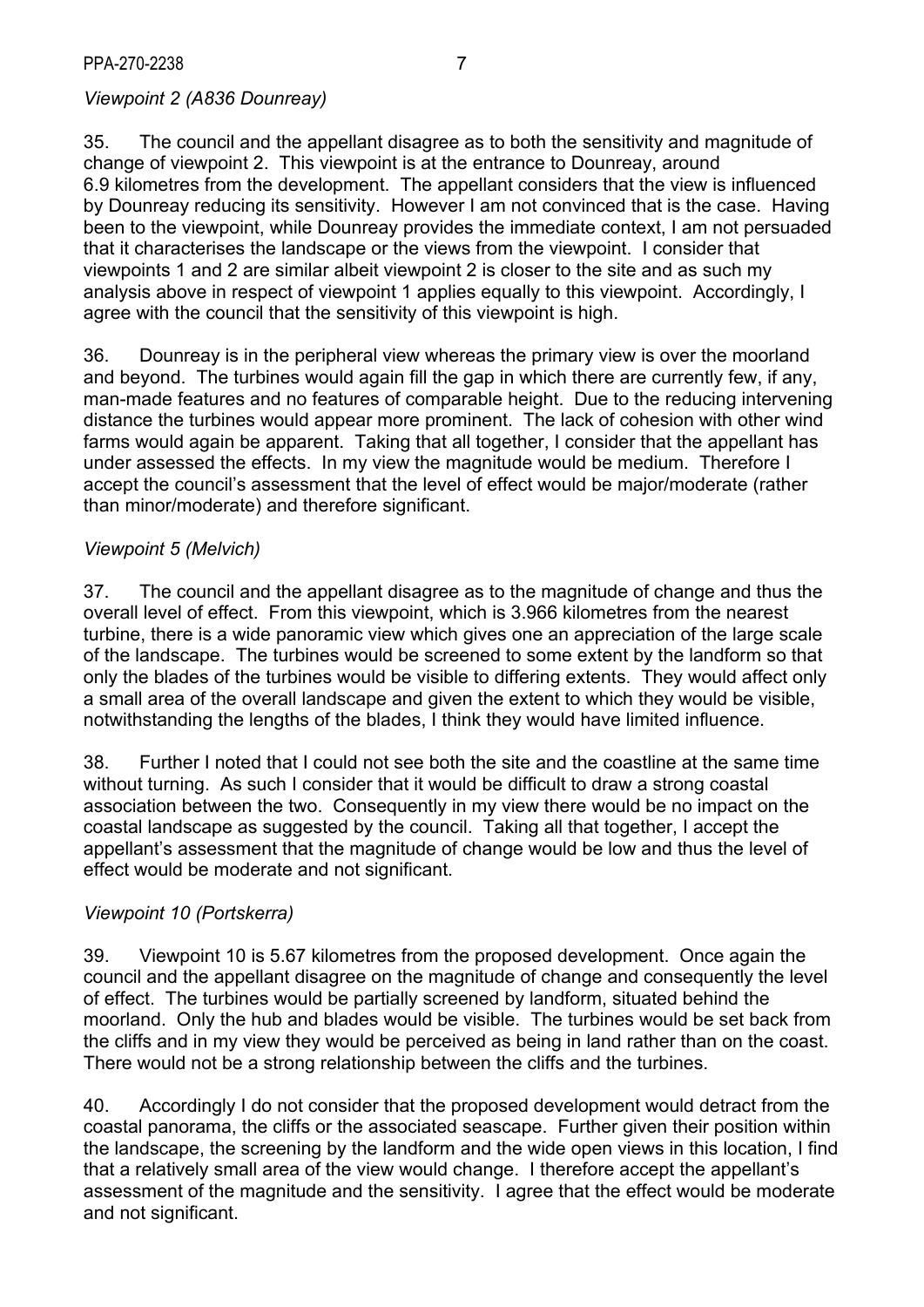*Viewpoint 2 (A836 Dounreay)*

35. The council and the appellant disagree as to both the sensitivity and magnitude of change of viewpoint 2. This viewpoint is at the entrance to Dounreay, around 6.9 kilometres from the development. The appellant considers that the view is influenced by Dounreay reducing its sensitivity. However I am not convinced that is the case. Having been to the viewpoint, while Dounreay provides the immediate context, I am not persuaded that it characterises the landscape or the views from the viewpoint. I consider that viewpoints 1 and 2 are similar albeit viewpoint 2 is closer to the site and as such my analysis above in respect of viewpoint 1 applies equally to this viewpoint. Accordingly, I agree with the council that the sensitivity of this viewpoint is high.

36. Dounreay is in the peripheral view whereas the primary view is over the moorland and beyond. The turbines would again fill the gap in which there are currently few, if any, man-made features and no features of comparable height. Due to the reducing intervening distance the turbines would appear more prominent. The lack of cohesion with other wind farms would again be apparent. Taking that all together, I consider that the appellant has under assessed the effects. In my view the magnitude would be medium. Therefore I accept the council's assessment that the level of effect would be major/moderate (rather than minor/moderate) and therefore significant.

*Viewpoint 5 (Melvich)*

37. The council and the appellant disagree as to the magnitude of change and thus the overall level of effect. From this viewpoint, which is 3.966 kilometres from the nearest turbine, there is a wide panoramic view which gives one an appreciation of the large scale of the landscape. The turbines would be screened to some extent by the landform so that only the blades of the turbines would be visible to differing extents. They would affect only a small area of the overall landscape and given the extent to which they would be visible, notwithstanding the lengths of the blades, I think they would have limited influence.

38. Further I noted that I could not see both the site and the coastline at the same time without turning. As such I consider that it would be difficult to draw a strong coastal association between the two. Consequently in my view there would be no impact on the coastal landscape as suggested by the council. Taking all that together, I accept the appellant's assessment that the magnitude of change would be low and thus the level of effect would be moderate and not significant.

*Viewpoint 10 (Portskerra)*

39. Viewpoint 10 is 5.67 kilometres from the proposed development. Once again the council and the appellant disagree on the magnitude of change and consequently the level of effect. The turbines would be partially screened by landform, situated behind the moorland. Only the hub and blades would be visible. The turbines would be set back from the cliffs and in my view they would be perceived as being in land rather than on the coast. There would not be a strong relationship between the cliffs and the turbines.

40. Accordingly I do not consider that the proposed development would detract from the coastal panorama, the cliffs or the associated seascape. Further given their position within the landscape, the screening by the landform and the wide open views in this location, I find that a relatively small area of the view would change. I therefore accept the appellant's assessment of the magnitude and the sensitivity. I agree that the effect would be moderate and not significant.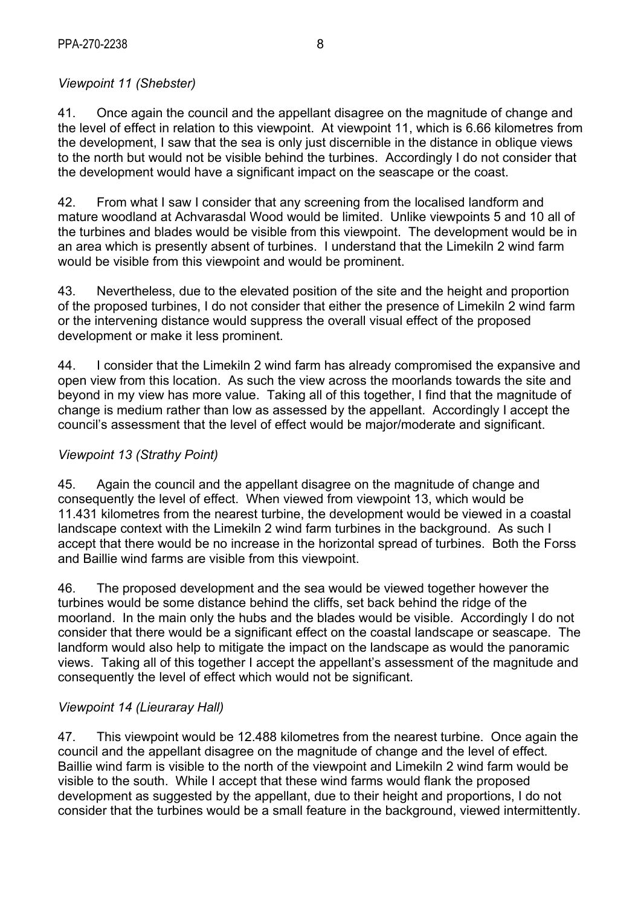*Viewpoint 11 (Shebster)*

41. Once again the council and the appellant disagree on the magnitude of change and the level of effect in relation to this viewpoint. At viewpoint 11, which is 6.66 kilometres from the development, I saw that the sea is only just discernible in the distance in oblique views to the north but would not be visible behind the turbines. Accordingly I do not consider that the development would have a significant impact on the seascape or the coast.

42. From what I saw I consider that any screening from the localised landform and mature woodland at Achvarasdal Wood would be limited. Unlike viewpoints 5 and 10 all of the turbines and blades would be visible from this viewpoint. The development would be in an area which is presently absent of turbines. I understand that the Limekiln 2 wind farm would be visible from this viewpoint and would be prominent.

43. Nevertheless, due to the elevated position of the site and the height and proportion of the proposed turbines, I do not consider that either the presence of Limekiln 2 wind farm or the intervening distance would suppress the overall visual effect of the proposed development or make it less prominent.

44. I consider that the Limekiln 2 wind farm has already compromised the expansive and open view from this location. As such the view across the moorlands towards the site and beyond in my view has more value. Taking all of this together, I find that the magnitude of change is medium rather than low as assessed by the appellant. Accordingly I accept the council's assessment that the level of effect would be major/moderate and significant.

*Viewpoint 13 (Strathy Point)*

45. Again the council and the appellant disagree on the magnitude of change and consequently the level of effect. When viewed from viewpoint 13, which would be 11.431 kilometres from the nearest turbine, the development would be viewed in a coastal landscape context with the Limekiln 2 wind farm turbines in the background. As such I accept that there would be no increase in the horizontal spread of turbines. Both the Forss and Baillie wind farms are visible from this viewpoint.

46. The proposed development and the sea would be viewed together however the turbines would be some distance behind the cliffs, set back behind the ridge of the moorland. In the main only the hubs and the blades would be visible. Accordingly I do not consider that there would be a significant effect on the coastal landscape or seascape. The landform would also help to mitigate the impact on the landscape as would the panoramic views. Taking all of this together I accept the appellant's assessment of the magnitude and consequently the level of effect which would not be significant.

*Viewpoint 14 (Lieuraray Hall)*

47. This viewpoint would be 12.488 kilometres from the nearest turbine. Once again the council and the appellant disagree on the magnitude of change and the level of effect. Baillie wind farm is visible to the north of the viewpoint and Limekiln 2 wind farm would be visible to the south. While I accept that these wind farms would flank the proposed development as suggested by the appellant, due to their height and proportions, I do not consider that the turbines would be a small feature in the background, viewed intermittently.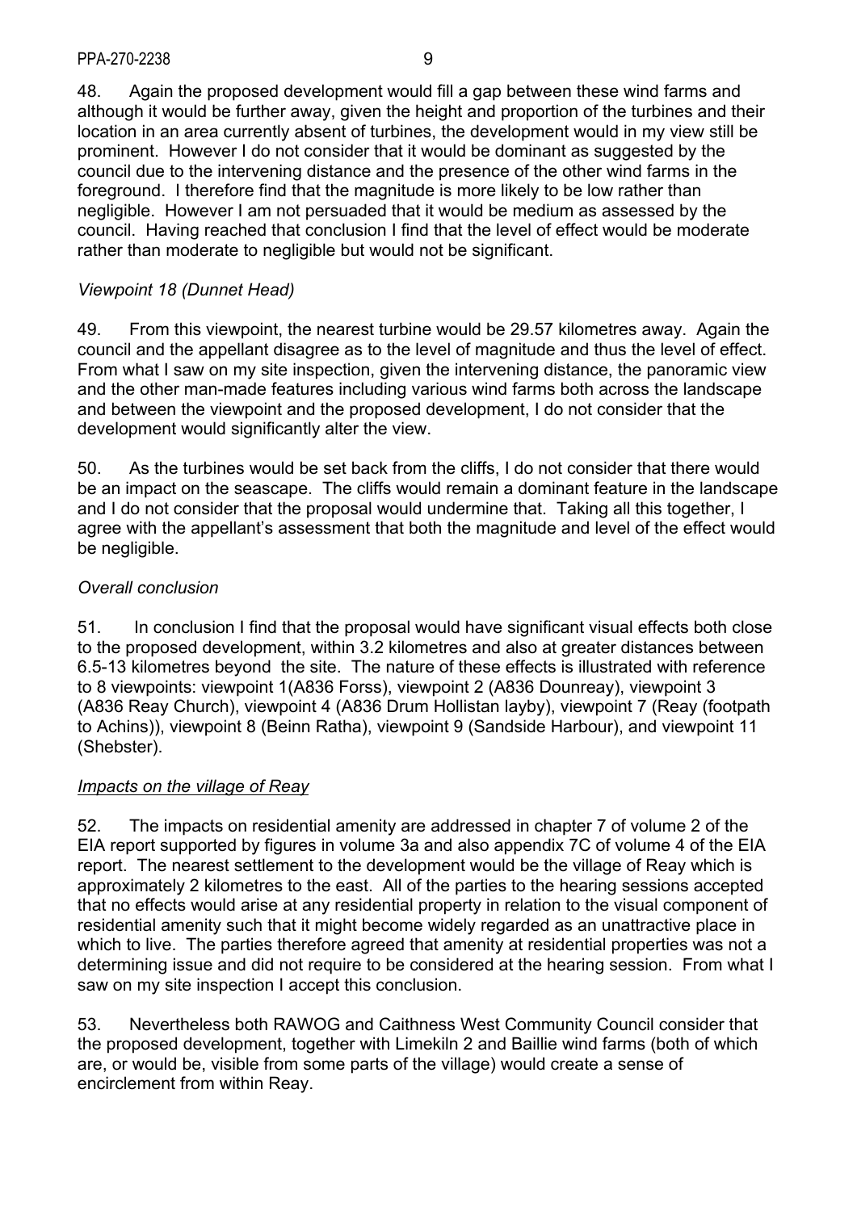48. Again the proposed development would fill a gap between these wind farms and although it would be further away, given the height and proportion of the turbines and their location in an area currently absent of turbines, the development would in my view still be prominent. However I do not consider that it would be dominant as suggested by the council due to the intervening distance and the presence of the other wind farms in the foreground. I therefore find that the magnitude is more likely to be low rather than negligible. However I am not persuaded that it would be medium as assessed by the council. Having reached that conclusion I find that the level of effect would be moderate rather than moderate to negligible but would not be significant.

*Viewpoint 18 (Dunnet Head)*

49. From this viewpoint, the nearest turbine would be 29.57 kilometres away. Again the council and the appellant disagree as to the level of magnitude and thus the level of effect. From what I saw on my site inspection, given the intervening distance, the panoramic view and the other man-made features including various wind farms both across the landscape and between the viewpoint and the proposed development, I do not consider that the development would significantly alter the view.

50. As the turbines would be set back from the cliffs, I do not consider that there would be an impact on the seascape. The cliffs would remain a dominant feature in the landscape and I do not consider that the proposal would undermine that. Taking all this together, I agree with the appellant's assessment that both the magnitude and level of the effect would be negligible.

*Overall conclusion*

51. In conclusion I find that the proposal would have significant visual effects both close to the proposed development, within 3.2 kilometres and also at greater distances between 6.5-13 kilometres beyond the site. The nature of these effects is illustrated with reference to 8 viewpoints: viewpoint 1(A836 Forss), viewpoint 2 (A836 Dounreay), viewpoint 3 (A836 Reay Church), viewpoint 4 (A836 Drum Hollistan layby), viewpoint 7 (Reay (footpath to Achins)), viewpoint 8 (Beinn Ratha), viewpoint 9 (Sandside Harbour), and viewpoint 11 (Shebster).

*Impacts on the village of Reay*

52. The impacts on residential amenity are addressed in chapter 7 of volume 2 of the EIA report supported by figures in volume 3a and also appendix 7C of volume 4 of the EIA report. The nearest settlement to the development would be the village of Reay which is approximately 2 kilometres to the east. All of the parties to the hearing sessions accepted that no effects would arise at any residential property in relation to the visual component of residential amenity such that it might become widely regarded as an unattractive place in which to live. The parties therefore agreed that amenity at residential properties was not a determining issue and did not require to be considered at the hearing session. From what I saw on my site inspection I accept this conclusion.

53. Nevertheless both RAWOG and Caithness West Community Council consider that the proposed development, together with Limekiln 2 and Baillie wind farms (both of which are, or would be, visible from some parts of the village) would create a sense of encirclement from within Reay.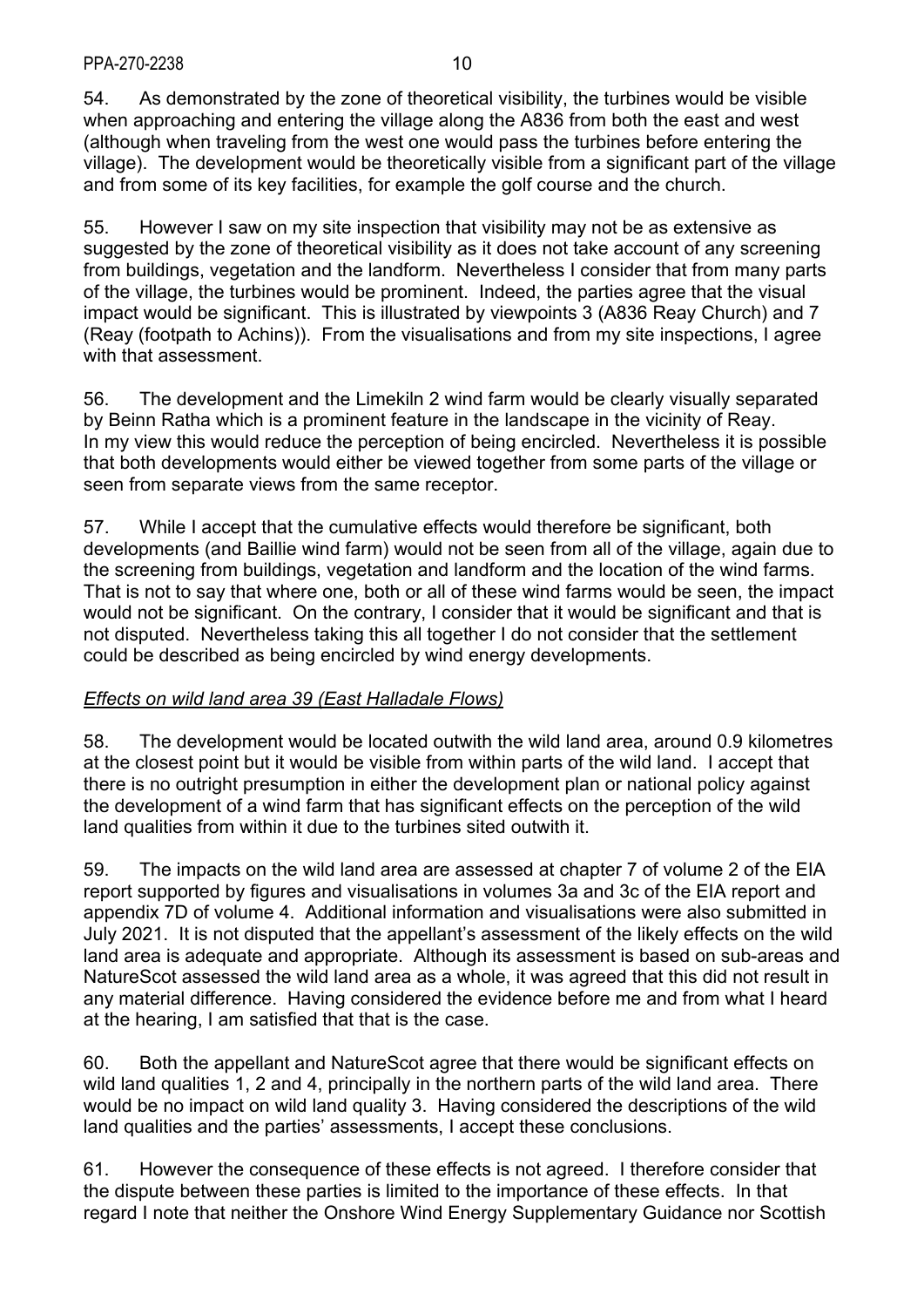54. As demonstrated by the zone of theoretical visibility, the turbines would be visible when approaching and entering the village along the A836 from both the east and west (although when traveling from the west one would pass the turbines before entering the village). The development would be theoretically visible from a significant part of the village and from some of its key facilities, for example the golf course and the church.

55. However I saw on my site inspection that visibility may not be as extensive as suggested by the zone of theoretical visibility as it does not take account of any screening from buildings, vegetation and the landform. Nevertheless I consider that from many parts of the village, the turbines would be prominent. Indeed, the parties agree that the visual impact would be significant. This is illustrated by viewpoints 3 (A836 Reay Church) and 7 (Reay (footpath to Achins)). From the visualisations and from my site inspections, I agree with that assessment.

56. The development and the Limekiln 2 wind farm would be clearly visually separated by Beinn Ratha which is a prominent feature in the landscape in the vicinity of Reay. In my view this would reduce the perception of being encircled. Nevertheless it is possible that both developments would either be viewed together from some parts of the village or seen from separate views from the same receptor.

57. While I accept that the cumulative effects would therefore be significant, both developments (and Baillie wind farm) would not be seen from all of the village, again due to the screening from buildings, vegetation and landform and the location of the wind farms. That is not to say that where one, both or all of these wind farms would be seen, the impact would not be significant. On the contrary, I consider that it would be significant and that is not disputed. Nevertheless taking this all together I do not consider that the settlement could be described as being encircled by wind energy developments.

*Effects on wild land area 39 (East Halladale Flows)*

58. The development would be located outwith the wild land area, around 0.9 kilometres at the closest point but it would be visible from within parts of the wild land. I accept that there is no outright presumption in either the development plan or national policy against the development of a wind farm that has significant effects on the perception of the wild land qualities from within it due to the turbines sited outwith it.

59. The impacts on the wild land area are assessed at chapter 7 of volume 2 of the EIA report supported by figures and visualisations in volumes 3a and 3c of the EIA report and appendix 7D of volume 4. Additional information and visualisations were also submitted in July 2021. It is not disputed that the appellant's assessment of the likely effects on the wild land area is adequate and appropriate. Although its assessment is based on sub-areas and NatureScot assessed the wild land area as a whole, it was agreed that this did not result in any material difference. Having considered the evidence before me and from what I heard at the hearing, I am satisfied that that is the case.

60. Both the appellant and NatureScot agree that there would be significant effects on wild land qualities 1, 2 and 4, principally in the northern parts of the wild land area. There would be no impact on wild land quality 3. Having considered the descriptions of the wild land qualities and the parties' assessments, I accept these conclusions.

61. However the consequence of these effects is not agreed. I therefore consider that the dispute between these parties is limited to the importance of these effects. In that regard I note that neither the Onshore Wind Energy Supplementary Guidance nor Scottish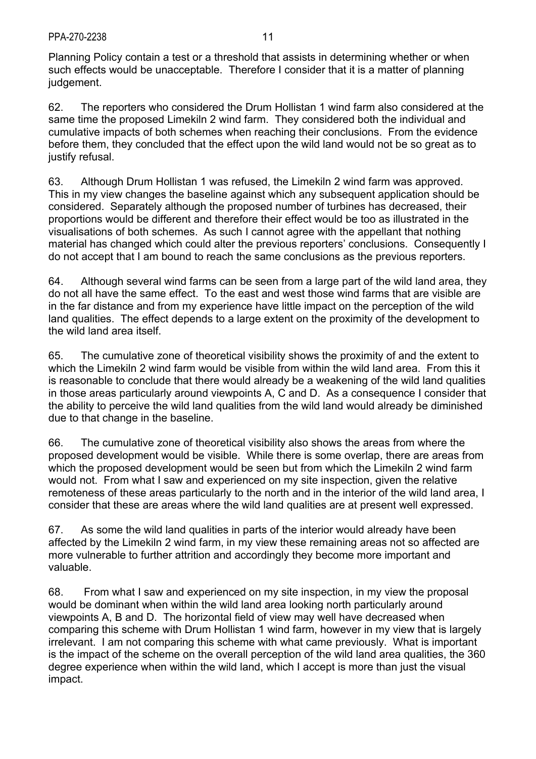Planning Policy contain a test or a threshold that assists in determining whether or when such effects would be unacceptable. Therefore I consider that it is a matter of planning judgement.

62. The reporters who considered the Drum Hollistan 1 wind farm also considered at the same time the proposed Limekiln 2 wind farm. They considered both the individual and cumulative impacts of both schemes when reaching their conclusions. From the evidence before them, they concluded that the effect upon the wild land would not be so great as to justify refusal.

63. Although Drum Hollistan 1 was refused, the Limekiln 2 wind farm was approved. This in my view changes the baseline against which any subsequent application should be considered. Separately although the proposed number of turbines has decreased, their proportions would be different and therefore their effect would be too as illustrated in the visualisations of both schemes. As such I cannot agree with the appellant that nothing material has changed which could alter the previous reporters' conclusions. Consequently I do not accept that I am bound to reach the same conclusions as the previous reporters.

64. Although several wind farms can be seen from a large part of the wild land area, they do not all have the same effect. To the east and west those wind farms that are visible are in the far distance and from my experience have little impact on the perception of the wild land qualities. The effect depends to a large extent on the proximity of the development to the wild land area itself.

65. The cumulative zone of theoretical visibility shows the proximity of and the extent to which the Limekiln 2 wind farm would be visible from within the wild land area. From this it is reasonable to conclude that there would already be a weakening of the wild land qualities in those areas particularly around viewpoints A, C and D. As a consequence I consider that the ability to perceive the wild land qualities from the wild land would already be diminished due to that change in the baseline.

66. The cumulative zone of theoretical visibility also shows the areas from where the proposed development would be visible. While there is some overlap, there are areas from which the proposed development would be seen but from which the Limekiln 2 wind farm would not. From what I saw and experienced on my site inspection, given the relative remoteness of these areas particularly to the north and in the interior of the wild land area, I consider that these are areas where the wild land qualities are at present well expressed.

67. As some the wild land qualities in parts of the interior would already have been affected by the Limekiln 2 wind farm, in my view these remaining areas not so affected are more vulnerable to further attrition and accordingly they become more important and valuable.

68. From what I saw and experienced on my site inspection, in my view the proposal would be dominant when within the wild land area looking north particularly around viewpoints A, B and D. The horizontal field of view may well have decreased when comparing this scheme with Drum Hollistan 1 wind farm, however in my view that is largely irrelevant. I am not comparing this scheme with what came previously. What is important is the impact of the scheme on the overall perception of the wild land area qualities, the 360 degree experience when within the wild land, which I accept is more than just the visual impact.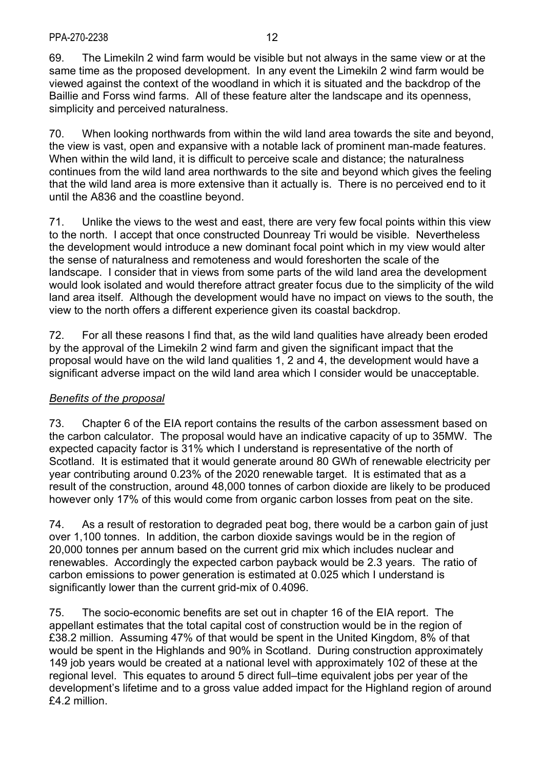69. The Limekiln 2 wind farm would be visible but not always in the same view or at the same time as the proposed development. In any event the Limekiln 2 wind farm would be viewed against the context of the woodland in which it is situated and the backdrop of the Baillie and Forss wind farms. All of these feature alter the landscape and its openness, simplicity and perceived naturalness.

70. When looking northwards from within the wild land area towards the site and beyond, the view is vast, open and expansive with a notable lack of prominent man-made features. When within the wild land, it is difficult to perceive scale and distance; the naturalness continues from the wild land area northwards to the site and beyond which gives the feeling that the wild land area is more extensive than it actually is. There is no perceived end to it until the A836 and the coastline beyond.

71. Unlike the views to the west and east, there are very few focal points within this view to the north. I accept that once constructed Dounreay Tri would be visible. Nevertheless the development would introduce a new dominant focal point which in my view would alter the sense of naturalness and remoteness and would foreshorten the scale of the landscape. I consider that in views from some parts of the wild land area the development would look isolated and would therefore attract greater focus due to the simplicity of the wild land area itself. Although the development would have no impact on views to the south, the view to the north offers a different experience given its coastal backdrop.

72. For all these reasons I find that, as the wild land qualities have already been eroded by the approval of the Limekiln 2 wind farm and given the significant impact that the proposal would have on the wild land qualities 1, 2 and 4, the development would have a significant adverse impact on the wild land area which I consider would be unacceptable.

*Benefits of the proposal*

73. Chapter 6 of the EIA report contains the results of the carbon assessment based on the carbon calculator. The proposal would have an indicative capacity of up to 35MW. The expected capacity factor is 31% which I understand is representative of the north of Scotland. It is estimated that it would generate around 80 GWh of renewable electricity per year contributing around 0.23% of the 2020 renewable target. It is estimated that as a result of the construction, around 48,000 tonnes of carbon dioxide are likely to be produced however only 17% of this would come from organic carbon losses from peat on the site.

74. As a result of restoration to degraded peat bog, there would be a carbon gain of just over 1,100 tonnes. In addition, the carbon dioxide savings would be in the region of 20,000 tonnes per annum based on the current grid mix which includes nuclear and renewables. Accordingly the expected carbon payback would be 2.3 years. The ratio of carbon emissions to power generation is estimated at 0.025 which I understand is significantly lower than the current grid-mix of 0.4096.

75. The socio-economic benefits are set out in chapter 16 of the EIA report. The appellant estimates that the total capital cost of construction would be in the region of £38.2 million. Assuming 47% of that would be spent in the United Kingdom, 8% of that would be spent in the Highlands and 90% in Scotland. During construction approximately 149 job years would be created at a national level with approximately 102 of these at the regional level. This equates to around 5 direct full–time equivalent jobs per year of the development's lifetime and to a gross value added impact for the Highland region of around £4.2 million.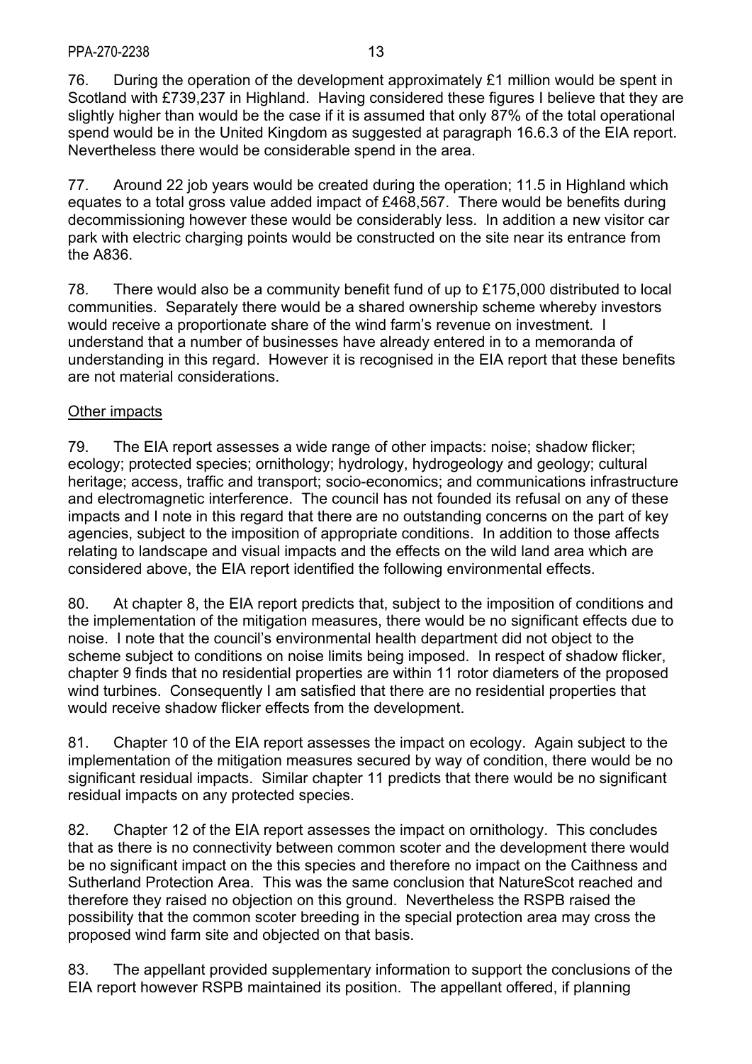76. During the operation of the development approximately £1 million would be spent in Scotland with £739,237 in Highland. Having considered these figures I believe that they are slightly higher than would be the case if it is assumed that only 87% of the total operational spend would be in the United Kingdom as suggested at paragraph 16.6.3 of the EIA report. Nevertheless there would be considerable spend in the area.

77. Around 22 job years would be created during the operation; 11.5 in Highland which equates to a total gross value added impact of £468,567. There would be benefits during decommissioning however these would be considerably less. In addition a new visitor car park with electric charging points would be constructed on the site near its entrance from the A836.

78. There would also be a community benefit fund of up to £175,000 distributed to local communities. Separately there would be a shared ownership scheme whereby investors would receive a proportionate share of the wind farm's revenue on investment. I understand that a number of businesses have already entered in to a memoranda of understanding in this regard. However it is recognised in the EIA report that these benefits are not material considerations.

## Other impacts

79. The EIA report assesses a wide range of other impacts: noise; shadow flicker; ecology; protected species; ornithology; hydrology, hydrogeology and geology; cultural heritage; access, traffic and transport; socio-economics; and communications infrastructure and electromagnetic interference. The council has not founded its refusal on any of these impacts and I note in this regard that there are no outstanding concerns on the part of key agencies, subject to the imposition of appropriate conditions. In addition to those affects relating to landscape and visual impacts and the effects on the wild land area which are considered above, the EIA report identified the following environmental effects.

80. At chapter 8, the EIA report predicts that, subject to the imposition of conditions and the implementation of the mitigation measures, there would be no significant effects due to noise. I note that the council's environmental health department did not object to the scheme subject to conditions on noise limits being imposed. In respect of shadow flicker, chapter 9 finds that no residential properties are within 11 rotor diameters of the proposed wind turbines. Consequently I am satisfied that there are no residential properties that would receive shadow flicker effects from the development.

81. Chapter 10 of the EIA report assesses the impact on ecology. Again subject to the implementation of the mitigation measures secured by way of condition, there would be no significant residual impacts. Similar chapter 11 predicts that there would be no significant residual impacts on any protected species.

82. Chapter 12 of the EIA report assesses the impact on ornithology. This concludes that as there is no connectivity between common scoter and the development there would be no significant impact on the this species and therefore no impact on the Caithness and Sutherland Protection Area. This was the same conclusion that NatureScot reached and therefore they raised no objection on this ground. Nevertheless the RSPB raised the possibility that the common scoter breeding in the special protection area may cross the proposed wind farm site and objected on that basis.

83. The appellant provided supplementary information to support the conclusions of the EIA report however RSPB maintained its position. The appellant offered, if planning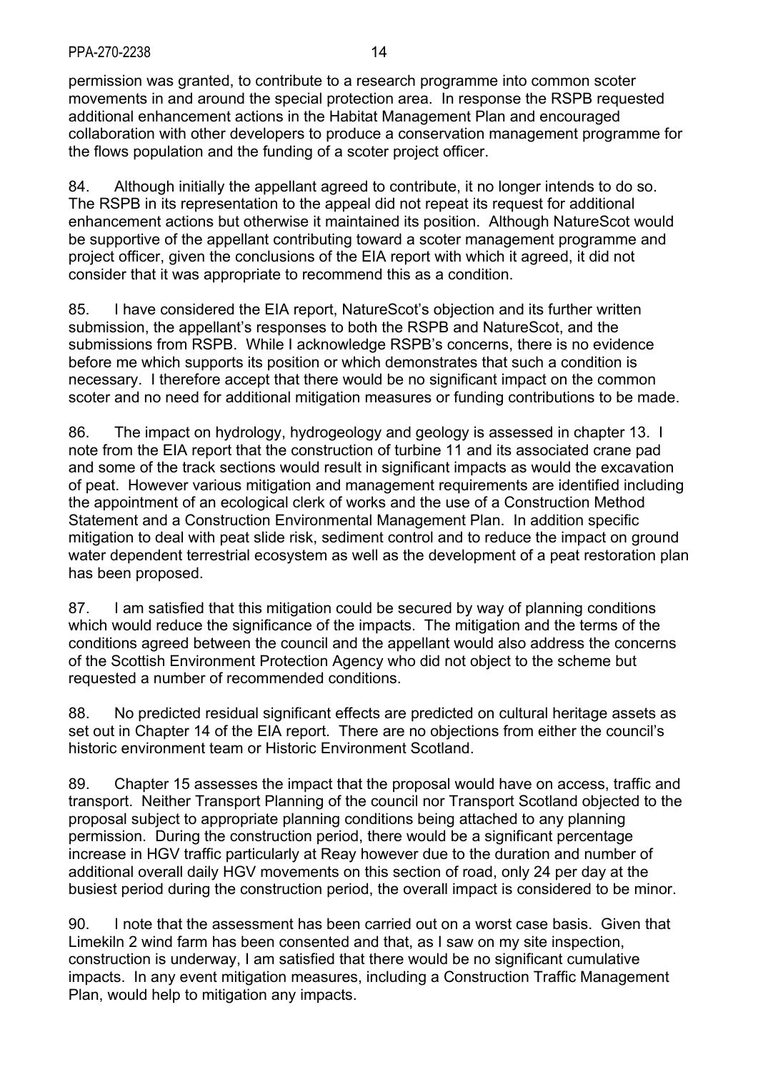permission was granted, to contribute to a research programme into common scoter movements in and around the special protection area. In response the RSPB requested additional enhancement actions in the Habitat Management Plan and encouraged collaboration with other developers to produce a conservation management programme for the flows population and the funding of a scoter project officer.

84. Although initially the appellant agreed to contribute, it no longer intends to do so. The RSPB in its representation to the appeal did not repeat its request for additional enhancement actions but otherwise it maintained its position. Although NatureScot would be supportive of the appellant contributing toward a scoter management programme and project officer, given the conclusions of the EIA report with which it agreed, it did not consider that it was appropriate to recommend this as a condition.

85. I have considered the EIA report, NatureScot's objection and its further written submission, the appellant's responses to both the RSPB and NatureScot, and the submissions from RSPB. While I acknowledge RSPB's concerns, there is no evidence before me which supports its position or which demonstrates that such a condition is necessary. I therefore accept that there would be no significant impact on the common scoter and no need for additional mitigation measures or funding contributions to be made.

86. The impact on hydrology, hydrogeology and geology is assessed in chapter 13. I note from the EIA report that the construction of turbine 11 and its associated crane pad and some of the track sections would result in significant impacts as would the excavation of peat. However various mitigation and management requirements are identified including the appointment of an ecological clerk of works and the use of a Construction Method Statement and a Construction Environmental Management Plan. In addition specific mitigation to deal with peat slide risk, sediment control and to reduce the impact on ground water dependent terrestrial ecosystem as well as the development of a peat restoration plan has been proposed.

87. I am satisfied that this mitigation could be secured by way of planning conditions which would reduce the significance of the impacts. The mitigation and the terms of the conditions agreed between the council and the appellant would also address the concerns of the Scottish Environment Protection Agency who did not object to the scheme but requested a number of recommended conditions.

88. No predicted residual significant effects are predicted on cultural heritage assets as set out in Chapter 14 of the EIA report. There are no objections from either the council's historic environment team or Historic Environment Scotland.

89. Chapter 15 assesses the impact that the proposal would have on access, traffic and transport. Neither Transport Planning of the council nor Transport Scotland objected to the proposal subject to appropriate planning conditions being attached to any planning permission. During the construction period, there would be a significant percentage increase in HGV traffic particularly at Reay however due to the duration and number of additional overall daily HGV movements on this section of road, only 24 per day at the busiest period during the construction period, the overall impact is considered to be minor.

90. I note that the assessment has been carried out on a worst case basis. Given that Limekiln 2 wind farm has been consented and that, as I saw on my site inspection, construction is underway, I am satisfied that there would be no significant cumulative impacts. In any event mitigation measures, including a Construction Traffic Management Plan, would help to mitigation any impacts.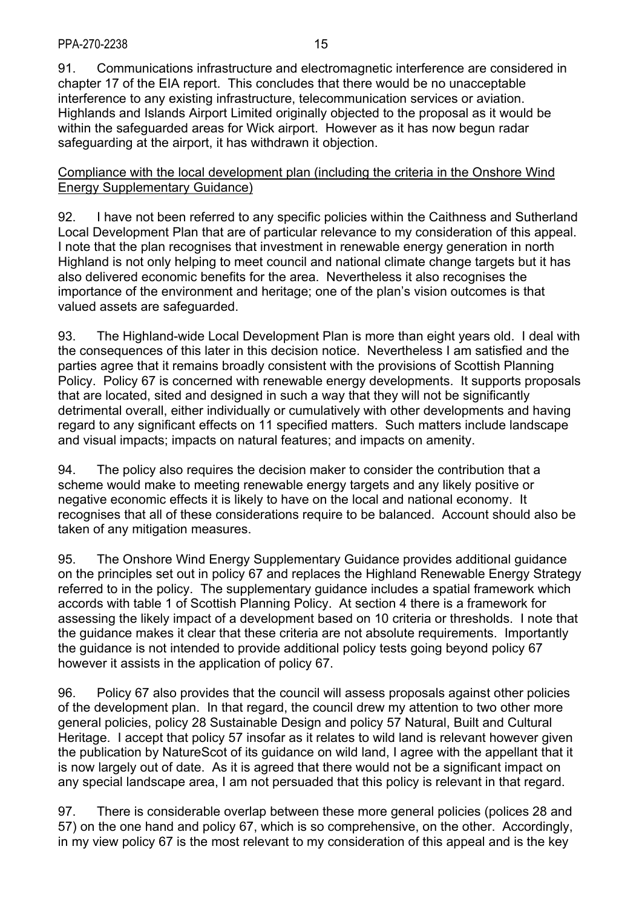91. Communications infrastructure and electromagnetic interference are considered in chapter 17 of the EIA report. This concludes that there would be no unacceptable interference to any existing infrastructure, telecommunication services or aviation. Highlands and Islands Airport Limited originally objected to the proposal as it would be within the safeguarded areas for Wick airport. However as it has now begun radar safeguarding at the airport, it has withdrawn it objection.

Compliance with the local development plan (including the criteria in the Onshore Wind Energy Supplementary Guidance)

92. I have not been referred to any specific policies within the Caithness and Sutherland Local Development Plan that are of particular relevance to my consideration of this appeal. I note that the plan recognises that investment in renewable energy generation in north Highland is not only helping to meet council and national climate change targets but it has also delivered economic benefits for the area. Nevertheless it also recognises the importance of the environment and heritage; one of the plan's vision outcomes is that valued assets are safeguarded.

93. The Highland-wide Local Development Plan is more than eight years old. I deal with the consequences of this later in this decision notice. Nevertheless I am satisfied and the parties agree that it remains broadly consistent with the provisions of Scottish Planning Policy. Policy 67 is concerned with renewable energy developments. It supports proposals that are located, sited and designed in such a way that they will not be significantly detrimental overall, either individually or cumulatively with other developments and having regard to any significant effects on 11 specified matters. Such matters include landscape and visual impacts; impacts on natural features; and impacts on amenity.

94. The policy also requires the decision maker to consider the contribution that a scheme would make to meeting renewable energy targets and any likely positive or negative economic effects it is likely to have on the local and national economy. It recognises that all of these considerations require to be balanced. Account should also be taken of any mitigation measures.

95. The Onshore Wind Energy Supplementary Guidance provides additional guidance on the principles set out in policy 67 and replaces the Highland Renewable Energy Strategy referred to in the policy. The supplementary guidance includes a spatial framework which accords with table 1 of Scottish Planning Policy. At section 4 there is a framework for assessing the likely impact of a development based on 10 criteria or thresholds. I note that the guidance makes it clear that these criteria are not absolute requirements. Importantly the guidance is not intended to provide additional policy tests going beyond policy 67 however it assists in the application of policy 67.

96. Policy 67 also provides that the council will assess proposals against other policies of the development plan. In that regard, the council drew my attention to two other more general policies, policy 28 Sustainable Design and policy 57 Natural, Built and Cultural Heritage. I accept that policy 57 insofar as it relates to wild land is relevant however given the publication by NatureScot of its guidance on wild land, I agree with the appellant that it is now largely out of date. As it is agreed that there would not be a significant impact on any special landscape area, I am not persuaded that this policy is relevant in that regard.

97. There is considerable overlap between these more general policies (polices 28 and 57) on the one hand and policy 67, which is so comprehensive, on the other. Accordingly, in my view policy 67 is the most relevant to my consideration of this appeal and is the key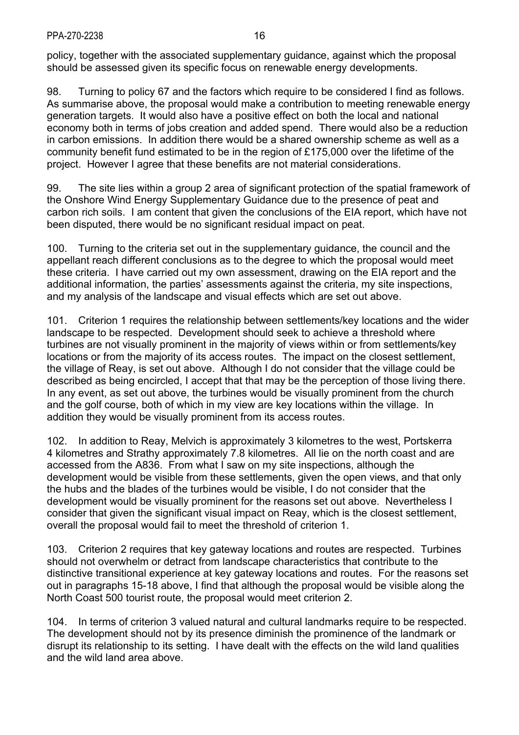policy, together with the associated supplementary guidance, against which the proposal should be assessed given its specific focus on renewable energy developments.

98. Turning to policy 67 and the factors which require to be considered I find as follows. As summarise above, the proposal would make a contribution to meeting renewable energy generation targets. It would also have a positive effect on both the local and national economy both in terms of jobs creation and added spend. There would also be a reduction in carbon emissions. In addition there would be a shared ownership scheme as well as a community benefit fund estimated to be in the region of £175,000 over the lifetime of the project. However I agree that these benefits are not material considerations.

99. The site lies within a group 2 area of significant protection of the spatial framework of the Onshore Wind Energy Supplementary Guidance due to the presence of peat and carbon rich soils. I am content that given the conclusions of the EIA report, which have not been disputed, there would be no significant residual impact on peat.

100. Turning to the criteria set out in the supplementary guidance, the council and the appellant reach different conclusions as to the degree to which the proposal would meet these criteria. I have carried out my own assessment, drawing on the EIA report and the additional information, the parties' assessments against the criteria, my site inspections, and my analysis of the landscape and visual effects which are set out above.

101. Criterion 1 requires the relationship between settlements/key locations and the wider landscape to be respected. Development should seek to achieve a threshold where turbines are not visually prominent in the majority of views within or from settlements/key locations or from the majority of its access routes. The impact on the closest settlement, the village of Reay, is set out above. Although I do not consider that the village could be described as being encircled, I accept that that may be the perception of those living there. In any event, as set out above, the turbines would be visually prominent from the church and the golf course, both of which in my view are key locations within the village. In addition they would be visually prominent from its access routes.

102. In addition to Reay, Melvich is approximately 3 kilometres to the west, Portskerra 4 kilometres and Strathy approximately 7.8 kilometres. All lie on the north coast and are accessed from the A836. From what I saw on my site inspections, although the development would be visible from these settlements, given the open views, and that only the hubs and the blades of the turbines would be visible, I do not consider that the development would be visually prominent for the reasons set out above. Nevertheless I consider that given the significant visual impact on Reay, which is the closest settlement, overall the proposal would fail to meet the threshold of criterion 1.

103. Criterion 2 requires that key gateway locations and routes are respected. Turbines should not overwhelm or detract from landscape characteristics that contribute to the distinctive transitional experience at key gateway locations and routes. For the reasons set out in paragraphs 15-18 above, I find that although the proposal would be visible along the North Coast 500 tourist route, the proposal would meet criterion 2.

104. In terms of criterion 3 valued natural and cultural landmarks require to be respected. The development should not by its presence diminish the prominence of the landmark or disrupt its relationship to its setting. I have dealt with the effects on the wild land qualities and the wild land area above.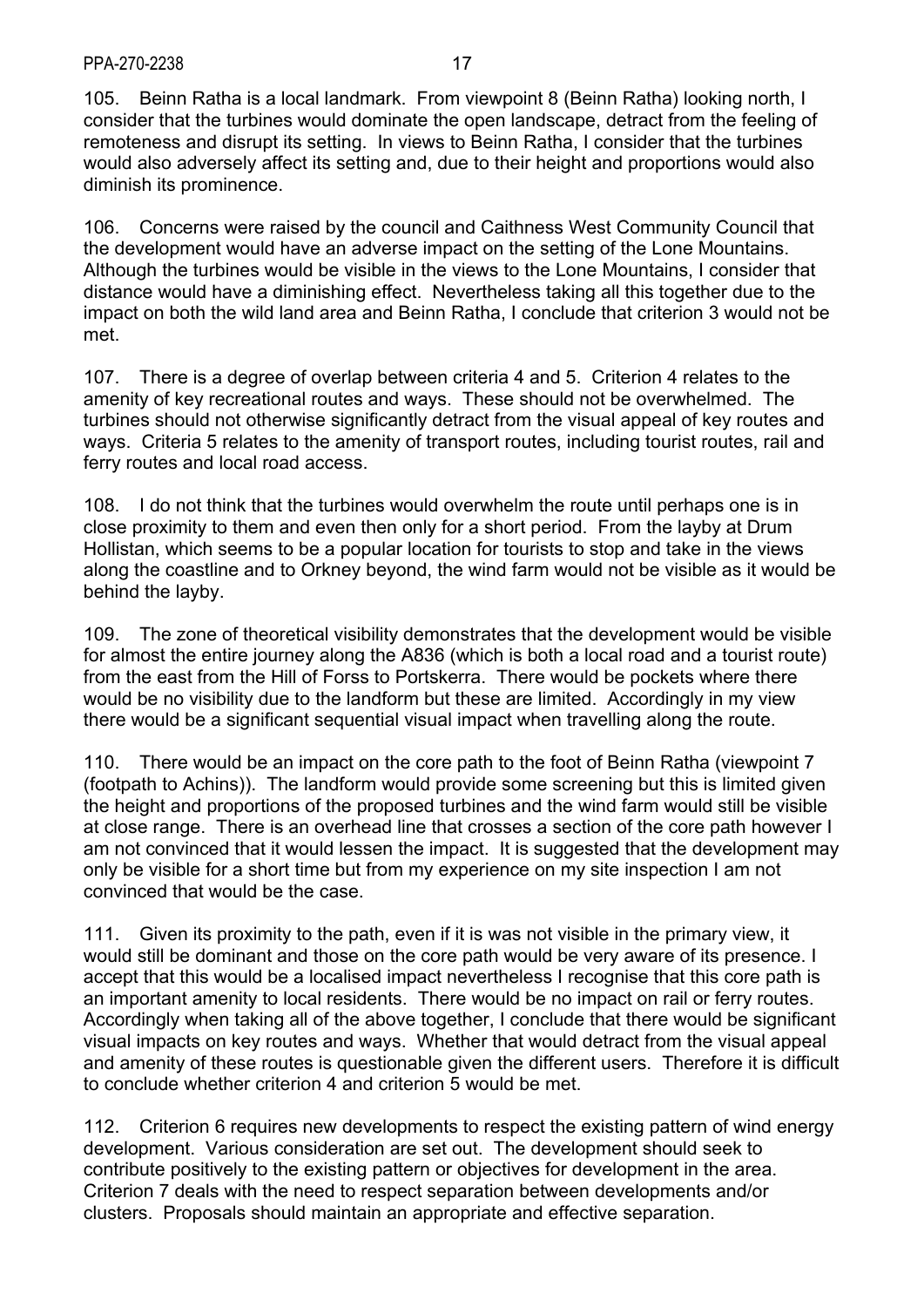105. Beinn Ratha is a local landmark. From viewpoint 8 (Beinn Ratha) looking north, I consider that the turbines would dominate the open landscape, detract from the feeling of remoteness and disrupt its setting. In views to Beinn Ratha, I consider that the turbines would also adversely affect its setting and, due to their height and proportions would also diminish its prominence.

106. Concerns were raised by the council and Caithness West Community Council that the development would have an adverse impact on the setting of the Lone Mountains. Although the turbines would be visible in the views to the Lone Mountains, I consider that distance would have a diminishing effect. Nevertheless taking all this together due to the impact on both the wild land area and Beinn Ratha, I conclude that criterion 3 would not be met.

107. There is a degree of overlap between criteria 4 and 5. Criterion 4 relates to the amenity of key recreational routes and ways. These should not be overwhelmed. The turbines should not otherwise significantly detract from the visual appeal of key routes and ways. Criteria 5 relates to the amenity of transport routes, including tourist routes, rail and ferry routes and local road access.

108. I do not think that the turbines would overwhelm the route until perhaps one is in close proximity to them and even then only for a short period. From the layby at Drum Hollistan, which seems to be a popular location for tourists to stop and take in the views along the coastline and to Orkney beyond, the wind farm would not be visible as it would be behind the layby.

109. The zone of theoretical visibility demonstrates that the development would be visible for almost the entire journey along the A836 (which is both a local road and a tourist route) from the east from the Hill of Forss to Portskerra. There would be pockets where there would be no visibility due to the landform but these are limited. Accordingly in my view there would be a significant sequential visual impact when travelling along the route.

110. There would be an impact on the core path to the foot of Beinn Ratha (viewpoint 7 (footpath to Achins)). The landform would provide some screening but this is limited given the height and proportions of the proposed turbines and the wind farm would still be visible at close range. There is an overhead line that crosses a section of the core path however I am not convinced that it would lessen the impact. It is suggested that the development may only be visible for a short time but from my experience on my site inspection I am not convinced that would be the case.

111. Given its proximity to the path, even if it is was not visible in the primary view, it would still be dominant and those on the core path would be very aware of its presence. I accept that this would be a localised impact nevertheless I recognise that this core path is an important amenity to local residents. There would be no impact on rail or ferry routes. Accordingly when taking all of the above together, I conclude that there would be significant visual impacts on key routes and ways. Whether that would detract from the visual appeal and amenity of these routes is questionable given the different users. Therefore it is difficult to conclude whether criterion 4 and criterion 5 would be met.

112. Criterion 6 requires new developments to respect the existing pattern of wind energy development. Various consideration are set out. The development should seek to contribute positively to the existing pattern or objectives for development in the area. Criterion 7 deals with the need to respect separation between developments and/or clusters. Proposals should maintain an appropriate and effective separation.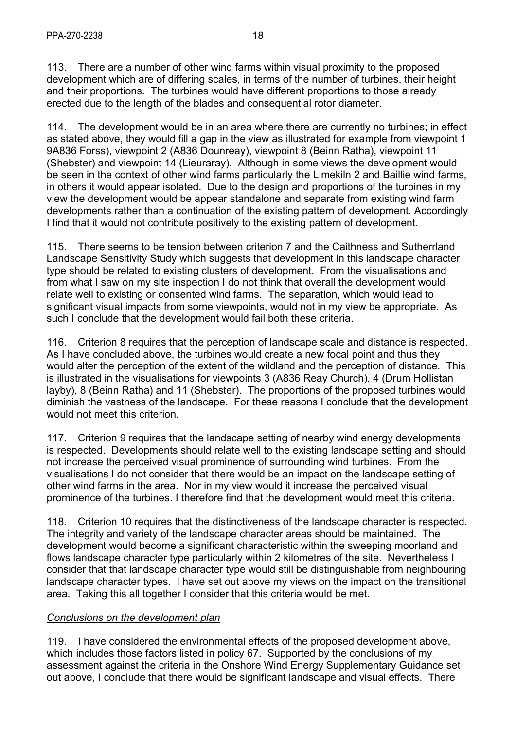113. There are a number of other wind farms within visual proximity to the proposed development which are of differing scales, in terms of the number of turbines, their height and their proportions. The turbines would have different proportions to those already erected due to the length of the blades and consequential rotor diameter.

114. The development would be in an area where there are currently no turbines; in effect as stated above, they would fill a gap in the view as illustrated for example from viewpoint 1 9A836 Forss), viewpoint 2 (A836 Dounreay), viewpoint 8 (Beinn Ratha), viewpoint 11 (Shebster) and viewpoint 14 (Lieuraray). Although in some views the development would be seen in the context of other wind farms particularly the Limekiln 2 and Baillie wind farms, in others it would appear isolated. Due to the design and proportions of the turbines in my view the development would be appear standalone and separate from existing wind farm developments rather than a continuation of the existing pattern of development. Accordingly I find that it would not contribute positively to the existing pattern of development.

115. There seems to be tension between criterion 7 and the Caithness and Sutherrland Landscape Sensitivity Study which suggests that development in this landscape character type should be related to existing clusters of development. From the visualisations and from what I saw on my site inspection I do not think that overall the development would relate well to existing or consented wind farms. The separation, which would lead to significant visual impacts from some viewpoints, would not in my view be appropriate. As such I conclude that the development would fail both these criteria.

116. Criterion 8 requires that the perception of landscape scale and distance is respected. As I have concluded above, the turbines would create a new focal point and thus they would alter the perception of the extent of the wildland and the perception of distance. This is illustrated in the visualisations for viewpoints 3 (A836 Reay Church), 4 (Drum Hollistan layby), 8 (Beinn Ratha) and 11 (Shebster). The proportions of the proposed turbines would diminish the vastness of the landscape. For these reasons I conclude that the development would not meet this criterion.

117. Criterion 9 requires that the landscape setting of nearby wind energy developments is respected. Developments should relate well to the existing landscape setting and should not increase the perceived visual prominence of surrounding wind turbines. From the visualisations I do not consider that there would be an impact on the landscape setting of other wind farms in the area. Nor in my view would it increase the perceived visual prominence of the turbines. I therefore find that the development would meet this criteria.

118. Criterion 10 requires that the distinctiveness of the landscape character is respected. The integrity and variety of the landscape character areas should be maintained. The development would become a significant characteristic within the sweeping moorland and flows landscape character type particularly within 2 kilometres of the site. Nevertheless I consider that that landscape character type would still be distinguishable from neighbouring landscape character types. I have set out above my views on the impact on the transitional area. Taking this all together I consider that this criteria would be met.

*Conclusions on the development plan*

119. I have considered the environmental effects of the proposed development above, which includes those factors listed in policy 67. Supported by the conclusions of my assessment against the criteria in the Onshore Wind Energy Supplementary Guidance set out above, I conclude that there would be significant landscape and visual effects. There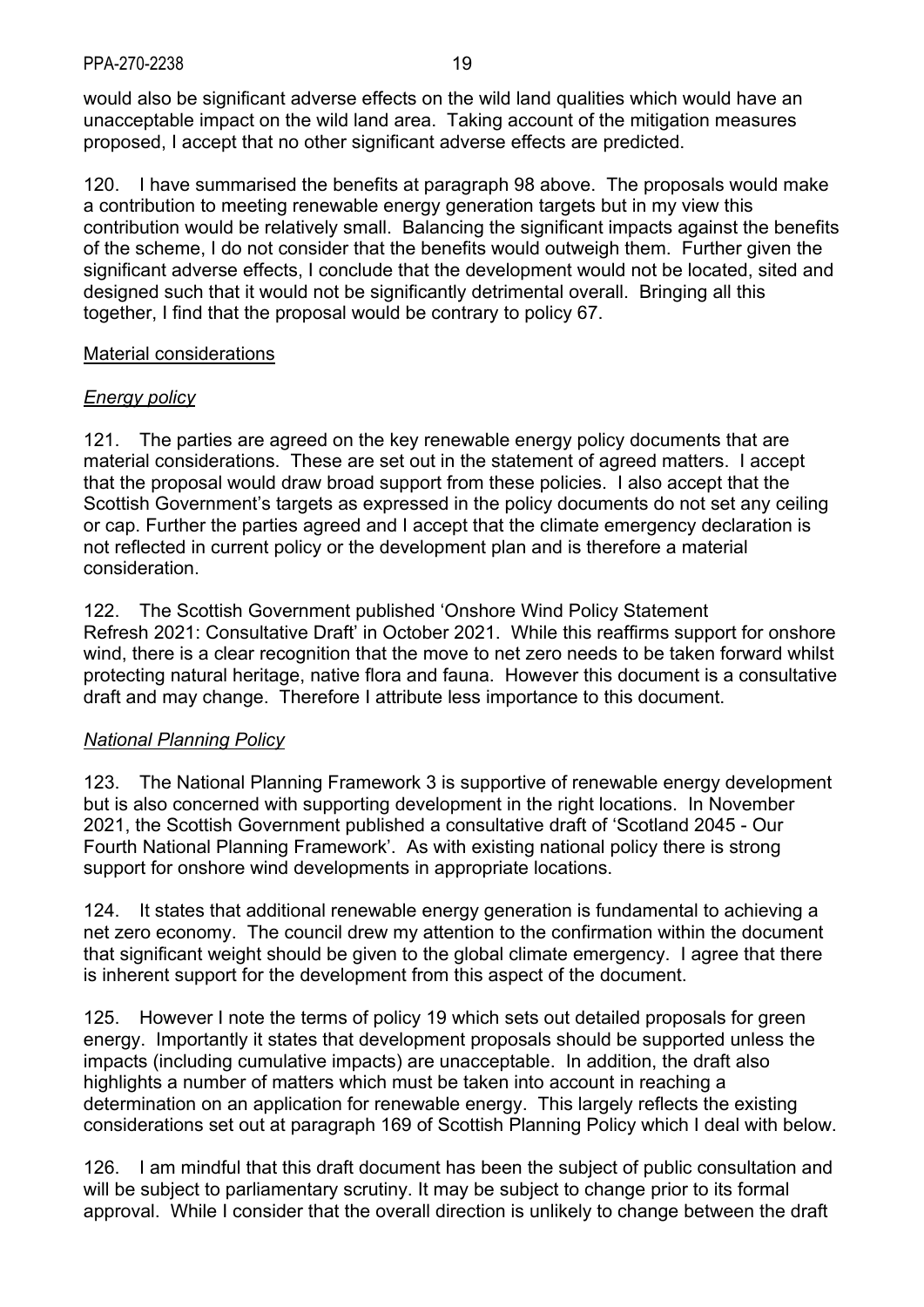would also be significant adverse effects on the wild land qualities which would have an unacceptable impact on the wild land area. Taking account of the mitigation measures proposed, I accept that no other significant adverse effects are predicted.

120. I have summarised the benefits at paragraph 98 above. The proposals would make a contribution to meeting renewable energy generation targets but in my view this contribution would be relatively small. Balancing the significant impacts against the benefits of the scheme, I do not consider that the benefits would outweigh them. Further given the significant adverse effects, I conclude that the development would not be located, sited and designed such that it would not be significantly detrimental overall. Bringing all this together, I find that the proposal would be contrary to policy 67.

<u>Material considerations</u>

***Energy policy***

121. The parties are agreed on the key renewable energy policy documents that are material considerations. These are set out in the statement of agreed matters. I accept that the proposal would draw broad support from these policies. I also accept that the Scottish Government's targets as expressed in the policy documents do not set any ceiling or cap. Further the parties agreed and I accept that the climate emergency declaration is not reflected in current policy or the development plan and is therefore a material consideration.

122. The Scottish Government published 'Onshore Wind Policy Statement Refresh 2021: Consultative Draft' in October 2021. While this reaffirms support for onshore wind, there is a clear recognition that the move to net zero needs to be taken forward whilst protecting natural heritage, native flora and fauna. However this document is a consultative draft and may change. Therefore I attribute less importance to this document.

***National Planning Policy***

123. The National Planning Framework 3 is supportive of renewable energy development but is also concerned with supporting development in the right locations. In November 2021, the Scottish Government published a consultative draft of 'Scotland 2045 - Our Fourth National Planning Framework'. As with existing national policy there is strong support for onshore wind developments in appropriate locations.

124. It states that additional renewable energy generation is fundamental to achieving a net zero economy. The council drew my attention to the confirmation within the document that significant weight should be given to the global climate emergency. I agree that there is inherent support for the development from this aspect of the document.

125. However I note the terms of policy 19 which sets out detailed proposals for green energy. Importantly it states that development proposals should be supported unless the impacts (including cumulative impacts) are unacceptable. In addition, the draft also highlights a number of matters which must be taken into account in reaching a determination on an application for renewable energy. This largely reflects the existing considerations set out at paragraph 169 of Scottish Planning Policy which I deal with below.

126. I am mindful that this draft document has been the subject of public consultation and will be subject to parliamentary scrutiny. It may be subject to change prior to its formal approval. While I consider that the overall direction is unlikely to change between the draft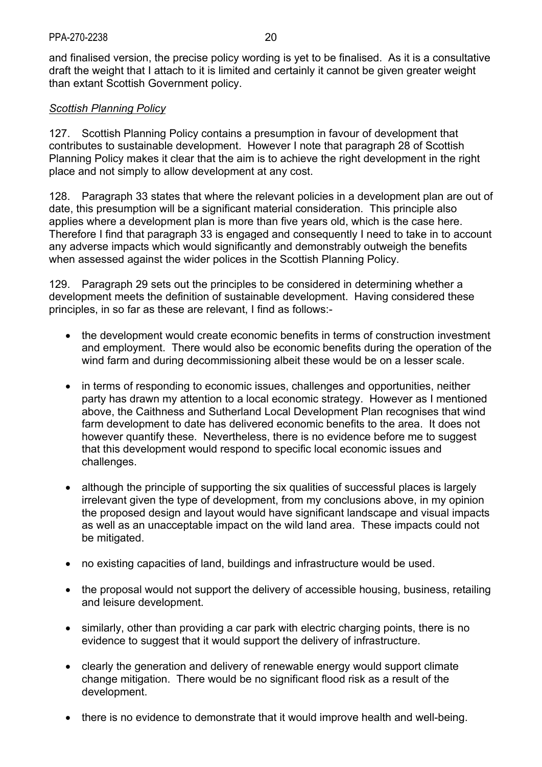and finalised version, the precise policy wording is yet to be finalised. As it is a consultative draft the weight that I attach to it is limited and certainly it cannot be given greater weight than extant Scottish Government policy.

### *Scottish Planning Policy*

127. Scottish Planning Policy contains a presumption in favour of development that contributes to sustainable development. However I note that paragraph 28 of Scottish Planning Policy makes it clear that the aim is to achieve the right development in the right place and not simply to allow development at any cost.

128. Paragraph 33 states that where the relevant policies in a development plan are out of date, this presumption will be a significant material consideration. This principle also applies where a development plan is more than five years old, which is the case here. Therefore I find that paragraph 33 is engaged and consequently I need to take in to account any adverse impacts which would significantly and demonstrably outweigh the benefits when assessed against the wider polices in the Scottish Planning Policy.

129. Paragraph 29 sets out the principles to be considered in determining whether a development meets the definition of sustainable development. Having considered these principles, in so far as these are relevant, I find as follows:-

- the development would create economic benefits in terms of construction investment and employment. There would also be economic benefits during the operation of the wind farm and during decommissioning albeit these would be on a lesser scale.
- in terms of responding to economic issues, challenges and opportunities, neither party has drawn my attention to a local economic strategy. However as I mentioned above, the Caithness and Sutherland Local Development Plan recognises that wind farm development to date has delivered economic benefits to the area. It does not however quantify these. Nevertheless, there is no evidence before me to suggest that this development would respond to specific local economic issues and challenges.
- although the principle of supporting the six qualities of successful places is largely irrelevant given the type of development, from my conclusions above, in my opinion the proposed design and layout would have significant landscape and visual impacts as well as an unacceptable impact on the wild land area. These impacts could not be mitigated.
- no existing capacities of land, buildings and infrastructure would be used.
- the proposal would not support the delivery of accessible housing, business, retailing and leisure development.
- similarly, other than providing a car park with electric charging points, there is no evidence to suggest that it would support the delivery of infrastructure.
- clearly the generation and delivery of renewable energy would support climate change mitigation. There would be no significant flood risk as a result of the development.
- there is no evidence to demonstrate that it would improve health and well-being.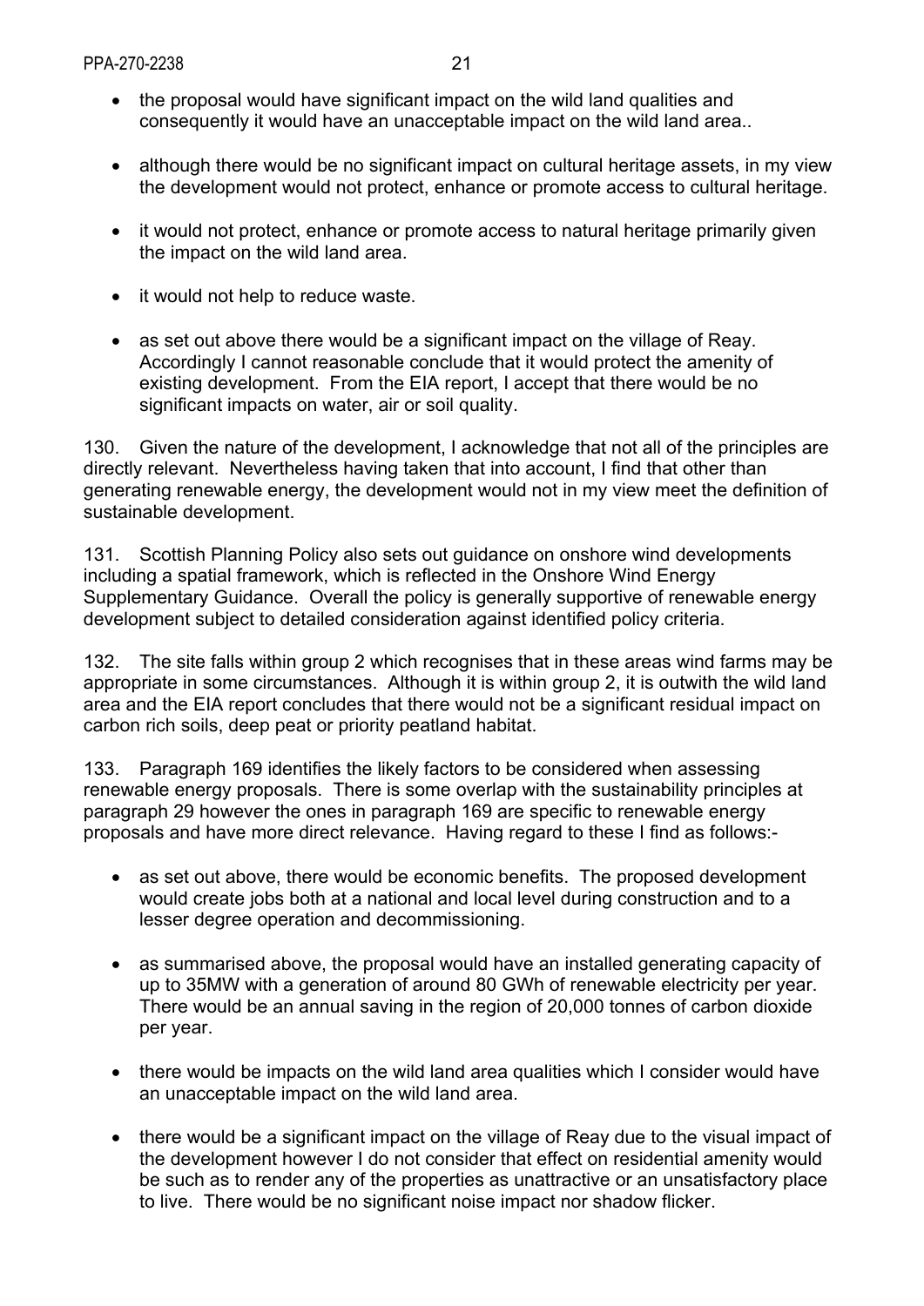- the proposal would have significant impact on the wild land qualities and consequently it would have an unacceptable impact on the wild land area..

- although there would be no significant impact on cultural heritage assets, in my view the development would not protect, enhance or promote access to cultural heritage.

- it would not protect, enhance or promote access to natural heritage primarily given the impact on the wild land area.

- it would not help to reduce waste.

- as set out above there would be a significant impact on the village of Reay. Accordingly I cannot reasonable conclude that it would protect the amenity of existing development. From the EIA report, I accept that there would be no significant impacts on water, air or soil quality.

130. Given the nature of the development, I acknowledge that not all of the principles are directly relevant. Nevertheless having taken that into account, I find that other than generating renewable energy, the development would not in my view meet the definition of sustainable development.

131. Scottish Planning Policy also sets out guidance on onshore wind developments including a spatial framework, which is reflected in the Onshore Wind Energy Supplementary Guidance. Overall the policy is generally supportive of renewable energy development subject to detailed consideration against identified policy criteria.

132. The site falls within group 2 which recognises that in these areas wind farms may be appropriate in some circumstances. Although it is within group 2, it is outwith the wild land area and the EIA report concludes that there would not be a significant residual impact on carbon rich soils, deep peat or priority peatland habitat.

133. Paragraph 169 identifies the likely factors to be considered when assessing renewable energy proposals. There is some overlap with the sustainability principles at paragraph 29 however the ones in paragraph 169 are specific to renewable energy proposals and have more direct relevance. Having regard to these I find as follows:-

- as set out above, there would be economic benefits. The proposed development would create jobs both at a national and local level during construction and to a lesser degree operation and decommissioning.

- as summarised above, the proposal would have an installed generating capacity of up to 35MW with a generation of around 80 GWh of renewable electricity per year. There would be an annual saving in the region of 20,000 tonnes of carbon dioxide per year.

- there would be impacts on the wild land area qualities which I consider would have an unacceptable impact on the wild land area.

- there would be a significant impact on the village of Reay due to the visual impact of the development however I do not consider that effect on residential amenity would be such as to render any of the properties as unattractive or an unsatisfactory place to live. There would be no significant noise impact nor shadow flicker.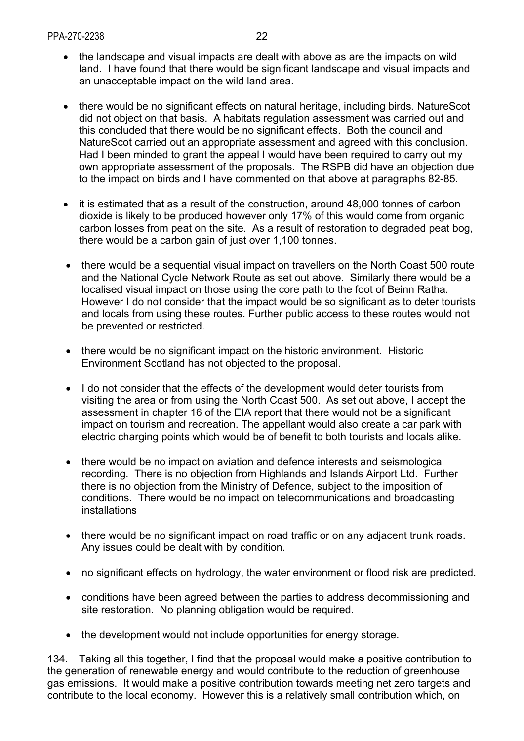- the landscape and visual impacts are dealt with above as are the impacts on wild land. I have found that there would be significant landscape and visual impacts and an unacceptable impact on the wild land area.

- there would be no significant effects on natural heritage, including birds. NatureScot did not object on that basis. A habitats regulation assessment was carried out and this concluded that there would be no significant effects. Both the council and NatureScot carried out an appropriate assessment and agreed with this conclusion. Had I been minded to grant the appeal I would have been required to carry out my own appropriate assessment of the proposals. The RSPB did have an objection due to the impact on birds and I have commented on that above at paragraphs 82-85.

- it is estimated that as a result of the construction, around 48,000 tonnes of carbon dioxide is likely to be produced however only 17% of this would come from organic carbon losses from peat on the site. As a result of restoration to degraded peat bog, there would be a carbon gain of just over 1,100 tonnes.

- there would be a sequential visual impact on travellers on the North Coast 500 route and the National Cycle Network Route as set out above. Similarly there would be a localised visual impact on those using the core path to the foot of Beinn Ratha. However I do not consider that the impact would be so significant as to deter tourists and locals from using these routes. Further public access to these routes would not be prevented or restricted.

- there would be no significant impact on the historic environment. Historic Environment Scotland has not objected to the proposal.

- I do not consider that the effects of the development would deter tourists from visiting the area or from using the North Coast 500. As set out above, I accept the assessment in chapter 16 of the EIA report that there would not be a significant impact on tourism and recreation. The appellant would also create a car park with electric charging points which would be of benefit to both tourists and locals alike.

- there would be no impact on aviation and defence interests and seismological recording. There is no objection from Highlands and Islands Airport Ltd. Further there is no objection from the Ministry of Defence, subject to the imposition of conditions. There would be no impact on telecommunications and broadcasting installations

- there would be no significant impact on road traffic or on any adjacent trunk roads. Any issues could be dealt with by condition.

- no significant effects on hydrology, the water environment or flood risk are predicted.

- conditions have been agreed between the parties to address decommissioning and site restoration. No planning obligation would be required.

- the development would not include opportunities for energy storage.

134. Taking all this together, I find that the proposal would make a positive contribution to the generation of renewable energy and would contribute to the reduction of greenhouse gas emissions. It would make a positive contribution towards meeting net zero targets and contribute to the local economy. However this is a relatively small contribution which, on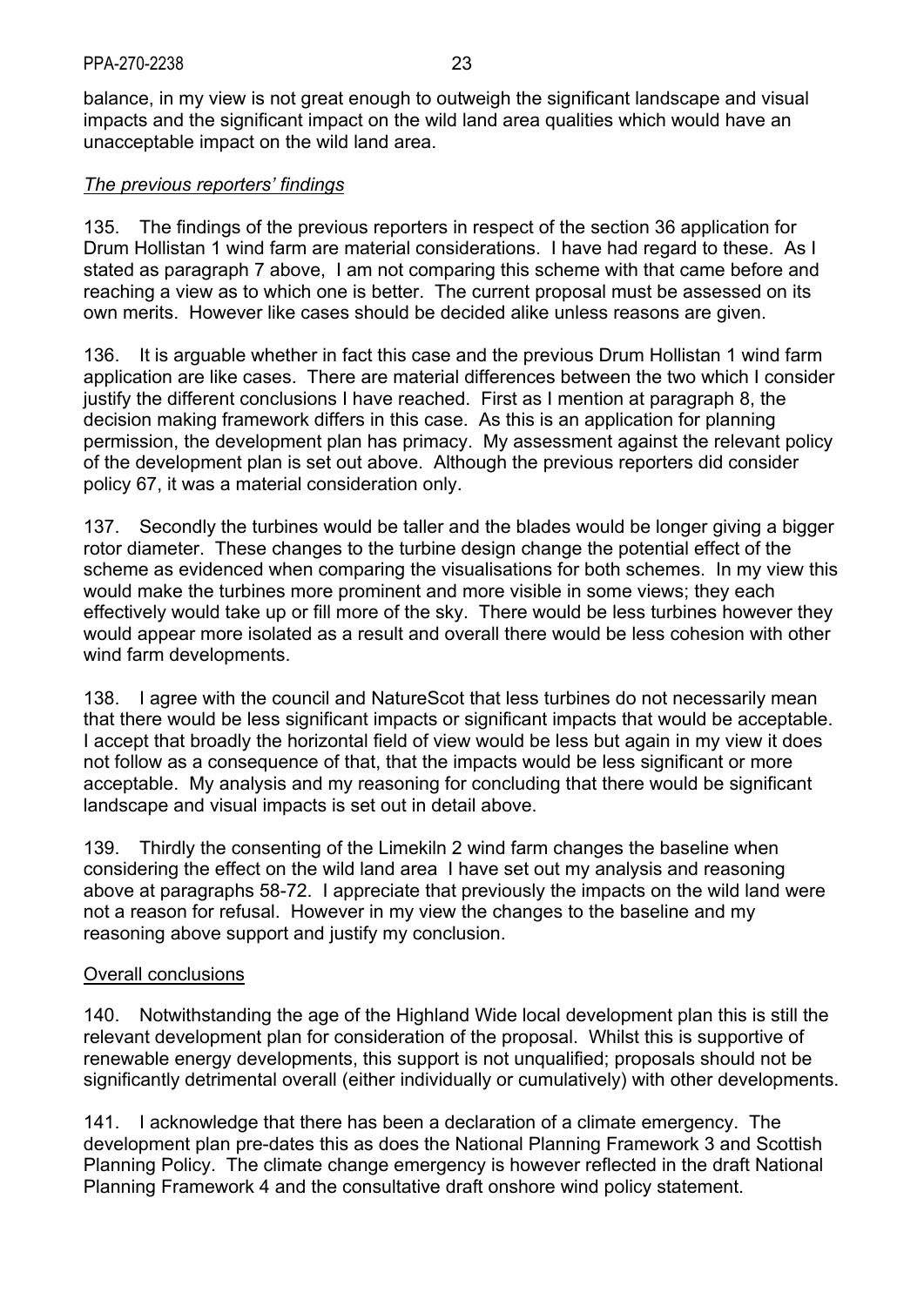balance, in my view is not great enough to outweigh the significant landscape and visual impacts and the significant impact on the wild land area qualities which would have an unacceptable impact on the wild land area.

*The previous reporters' findings*

135. The findings of the previous reporters in respect of the section 36 application for Drum Hollistan 1 wind farm are material considerations. I have had regard to these. As I stated as paragraph 7 above, I am not comparing this scheme with that came before and reaching a view as to which one is better. The current proposal must be assessed on its own merits. However like cases should be decided alike unless reasons are given.

136. It is arguable whether in fact this case and the previous Drum Hollistan 1 wind farm application are like cases. There are material differences between the two which I consider justify the different conclusions I have reached. First as I mention at paragraph 8, the decision making framework differs in this case. As this is an application for planning permission, the development plan has primacy. My assessment against the relevant policy of the development plan is set out above. Although the previous reporters did consider policy 67, it was a material consideration only.

137. Secondly the turbines would be taller and the blades would be longer giving a bigger rotor diameter. These changes to the turbine design change the potential effect of the scheme as evidenced when comparing the visualisations for both schemes. In my view this would make the turbines more prominent and more visible in some views; they each effectively would take up or fill more of the sky. There would be less turbines however they would appear more isolated as a result and overall there would be less cohesion with other wind farm developments.

138. I agree with the council and NatureScot that less turbines do not necessarily mean that there would be less significant impacts or significant impacts that would be acceptable. I accept that broadly the horizontal field of view would be less but again in my view it does not follow as a consequence of that, that the impacts would be less significant or more acceptable. My analysis and my reasoning for concluding that there would be significant landscape and visual impacts is set out in detail above.

139. Thirdly the consenting of the Limekiln 2 wind farm changes the baseline when considering the effect on the wild land area I have set out my analysis and reasoning above at paragraphs 58-72. I appreciate that previously the impacts on the wild land were not a reason for refusal. However in my view the changes to the baseline and my reasoning above support and justify my conclusion.

<u>Overall conclusions</u>

140. Notwithstanding the age of the Highland Wide local development plan this is still the relevant development plan for consideration of the proposal. Whilst this is supportive of renewable energy developments, this support is not unqualified; proposals should not be significantly detrimental overall (either individually or cumulatively) with other developments.

141. I acknowledge that there has been a declaration of a climate emergency. The development plan pre-dates this as does the National Planning Framework 3 and Scottish Planning Policy. The climate change emergency is however reflected in the draft National Planning Framework 4 and the consultative draft onshore wind policy statement.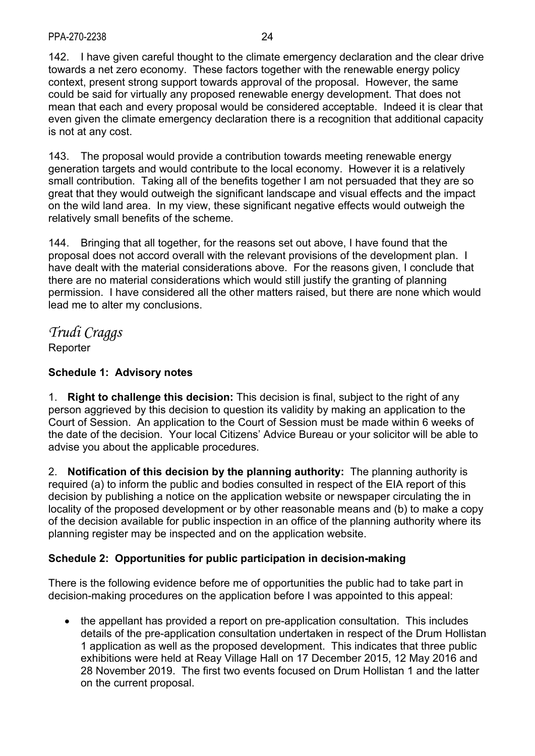142. I have given careful thought to the climate emergency declaration and the clear drive towards a net zero economy. These factors together with the renewable energy policy context, present strong support towards approval of the proposal. However, the same could be said for virtually any proposed renewable energy development. That does not mean that each and every proposal would be considered acceptable. Indeed it is clear that even given the climate emergency declaration there is a recognition that additional capacity is not at any cost.

143. The proposal would provide a contribution towards meeting renewable energy generation targets and would contribute to the local economy. However it is a relatively small contribution. Taking all of the benefits together I am not persuaded that they are so great that they would outweigh the significant landscape and visual effects and the impact on the wild land area. In my view, these significant negative effects would outweigh the relatively small benefits of the scheme.

144. Bringing that all together, for the reasons set out above, I have found that the proposal does not accord overall with the relevant provisions of the development plan. I have dealt with the material considerations above. For the reasons given, I conclude that there are no material considerations which would still justify the granting of planning permission. I have considered all the other matters raised, but there are none which would lead me to alter my conclusions.

*Trudi Craggs*

Reporter

**Schedule 1: Advisory notes**

1. **Right to challenge this decision:** This decision is final, subject to the right of any person aggrieved by this decision to question its validity by making an application to the Court of Session. An application to the Court of Session must be made within 6 weeks of the date of the decision. Your local Citizens' Advice Bureau or your solicitor will be able to advise you about the applicable procedures.

2. **Notification of this decision by the planning authority:** The planning authority is required (a) to inform the public and bodies consulted in respect of the EIA report of this decision by publishing a notice on the application website or newspaper circulating the in locality of the proposed development or by other reasonable means and (b) to make a copy of the decision available for public inspection in an office of the planning authority where its planning register may be inspected and on the application website.

**Schedule 2: Opportunities for public participation in decision-making**

There is the following evidence before me of opportunities the public had to take part in decision-making procedures on the application before I was appointed to this appeal:

- the appellant has provided a report on pre-application consultation. This includes details of the pre-application consultation undertaken in respect of the Drum Hollistan 1 application as well as the proposed development. This indicates that three public exhibitions were held at Reay Village Hall on 17 December 2015, 12 May 2016 and 28 November 2019. The first two events focused on Drum Hollistan 1 and the latter on the current proposal.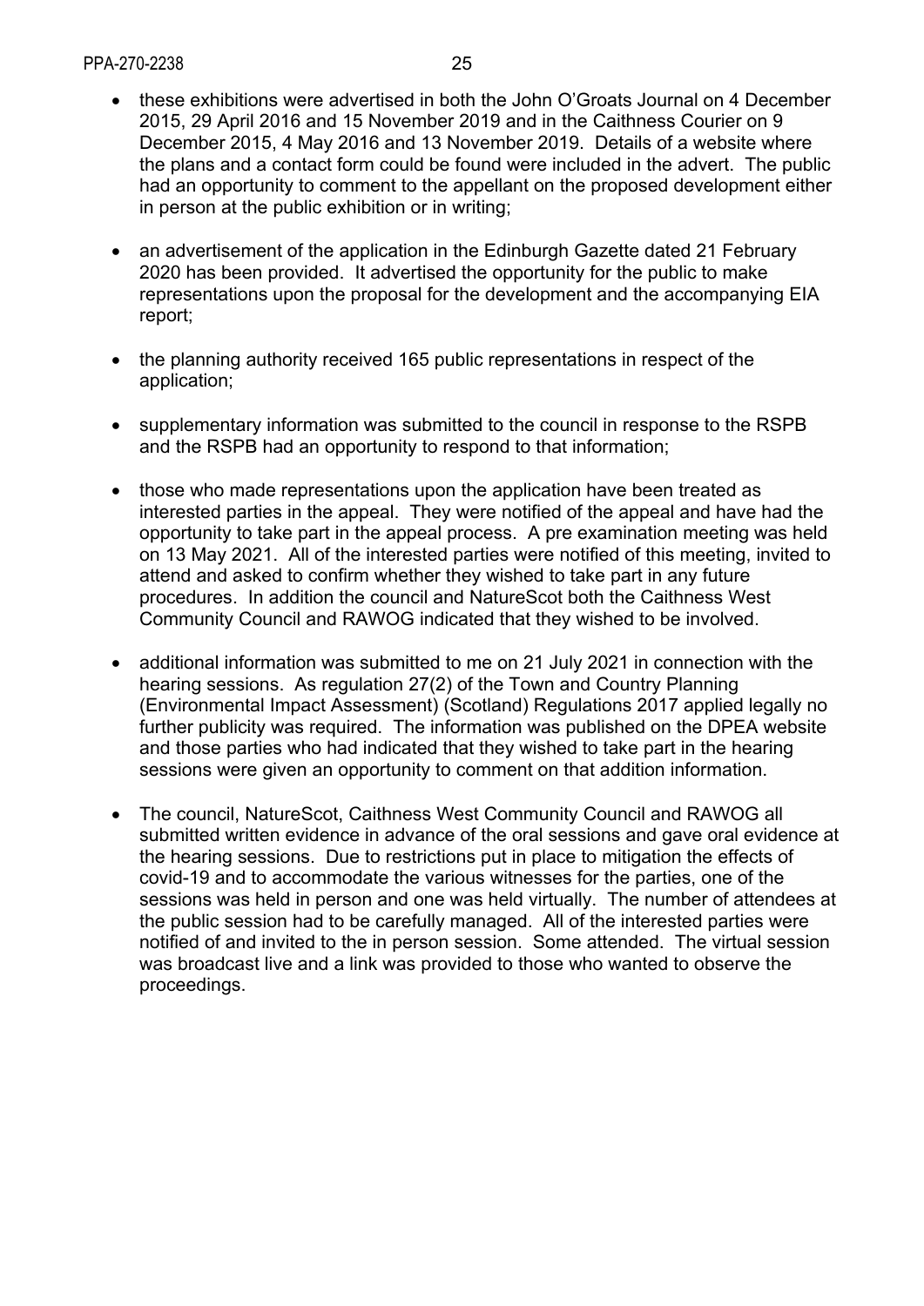- these exhibitions were advertised in both the John O'Groats Journal on 4 December 2015, 29 April 2016 and 15 November 2019 and in the Caithness Courier on 9 December 2015, 4 May 2016 and 13 November 2019. Details of a website where the plans and a contact form could be found were included in the advert. The public had an opportunity to comment to the appellant on the proposed development either in person at the public exhibition or in writing;

- an advertisement of the application in the Edinburgh Gazette dated 21 February 2020 has been provided. It advertised the opportunity for the public to make representations upon the proposal for the development and the accompanying EIA report;

- the planning authority received 165 public representations in respect of the application;

- supplementary information was submitted to the council in response to the RSPB and the RSPB had an opportunity to respond to that information;

- those who made representations upon the application have been treated as interested parties in the appeal. They were notified of the appeal and have had the opportunity to take part in the appeal process. A pre examination meeting was held on 13 May 2021. All of the interested parties were notified of this meeting, invited to attend and asked to confirm whether they wished to take part in any future procedures. In addition the council and NatureScot both the Caithness West Community Council and RAWOG indicated that they wished to be involved.

- additional information was submitted to me on 21 July 2021 in connection with the hearing sessions. As regulation 27(2) of the Town and Country Planning (Environmental Impact Assessment) (Scotland) Regulations 2017 applied legally no further publicity was required. The information was published on the DPEA website and those parties who had indicated that they wished to take part in the hearing sessions were given an opportunity to comment on that addition information.

- The council, NatureScot, Caithness West Community Council and RAWOG all submitted written evidence in advance of the oral sessions and gave oral evidence at the hearing sessions. Due to restrictions put in place to mitigation the effects of covid-19 and to accommodate the various witnesses for the parties, one of the sessions was held in person and one was held virtually. The number of attendees at the public session had to be carefully managed. All of the interested parties were notified of and invited to the in person session. Some attended. The virtual session was broadcast live and a link was provided to those who wanted to observe the proceedings.